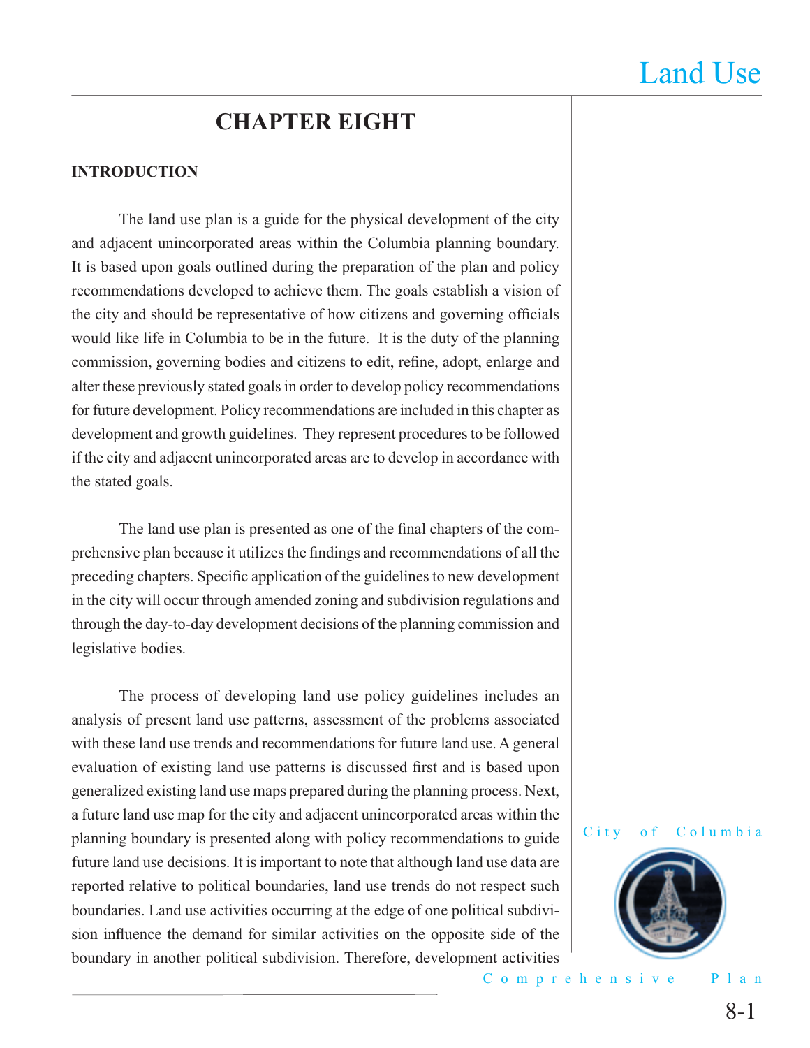# CHAPTER EIGHT

## INTRODUCTION

The land use plan is a guide for the physical development of the city and adjacent unincorporated areas within the Columbia planning boundary. It is based upon goals outlined during the preparation of the plan and policy recommendations developed to achieve them. The goals establish a vision of the city and should be representative of how citizens and governing officials would like life in Columbia to be in the future. It is the duty of the planning commission, governing bodies and citizens to edit, refine, adopt, enlarge and alter these previously stated goals in order to develop policy recommendations for future development. Policy recommendations are included in this chapter as development and growth guidelines. They represent procedures to be followed if the city and adjacent unincorporated areas are to develop in accordance with the stated goals.

The land use plan is presented as one of the final chapters of the comprehensive plan because it utilizes the findings and recommendations of all the preceding chapters. Specific application of the guidelines to new development in the city will occur through amended zoning and subdivision regulations and through the day-to-day development decisions of the planning commission and legislative bodies.

The process of developing land use policy guidelines includes an analysis of present land use patterns, assessment of the problems associated with these land use trends and recommendations for future land use. A general evaluation of existing land use patterns is discussed first and is based upon generalized existing land use maps prepared during the planning process. Next, a future land use map for the city and adjacent unincorporated areas within the planning boundary is presented along with policy recommendations to guide future land use decisions. It is important to note that although land use data are reported relative to political boundaries, land use trends do not respect such boundaries. Land use activities occurring at the edge of one political subdivision influence the demand for similar activities on the opposite side of the boundary in another political subdivision. Therefore, development activities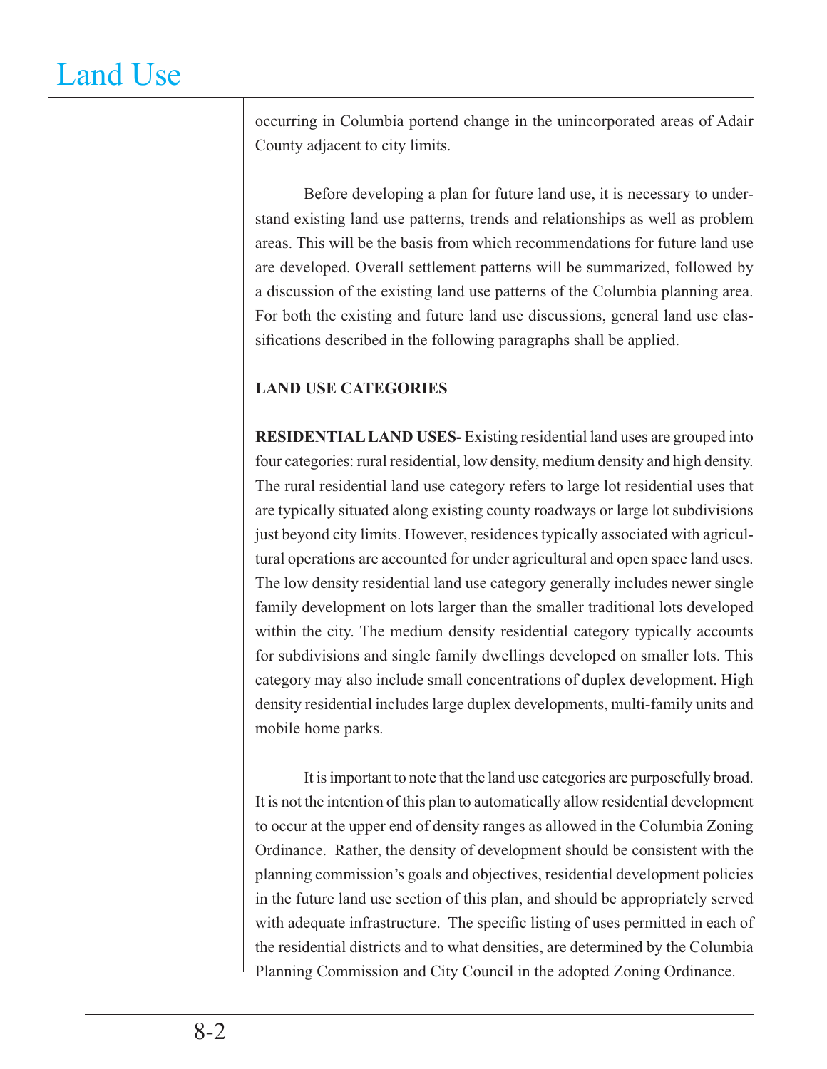occurring in Columbia portend change in the unincorporated areas of Adair County adjacent to city limits.

Before developing a plan for future land use, it is necessary to understand existing land use patterns, trends and relationships as well as problem areas. This will be the basis from which recommendations for future land use are developed. Overall settlement patterns will be summarized, followed by a discussion of the existing land use patterns of the Columbia planning area. For both the existing and future land use discussions, general land use classifications described in the following paragraphs shall be applied.

**LAND USE CATEGORIES**

**RESIDENTIAL LAND USES-** Existing residential land uses are grouped into four categories: rural residential, low density, medium density and high density. The rural residential land use category refers to large lot residential uses that are typically situated along existing county roadways or large lot subdivisions just beyond city limits. However, residences typically associated with agricultural operations are accounted for under agricultural and open space land uses. The low density residential land use category generally includes newer single family development on lots larger than the smaller traditional lots developed within the city. The medium density residential category typically accounts for subdivisions and single family dwellings developed on smaller lots. This category may also include small concentrations of duplex development. High density residential includes large duplex developments, multi-family units and mobile home parks.

It is important to note that the land use categories are purposefully broad. It is not the intention of this plan to automatically allow residential development to occur at the upper end of density ranges as allowed in the Columbia Zoning Ordinance. Rather, the density of development should be consistent with the planning commission's goals and objectives, residential development policies in the future land use section of this plan, and should be appropriately served with adequate infrastructure. The specific listing of uses permitted in each of the residential districts and to what densities, are determined by the Columbia Planning Commission and City Council in the adopted Zoning Ordinance.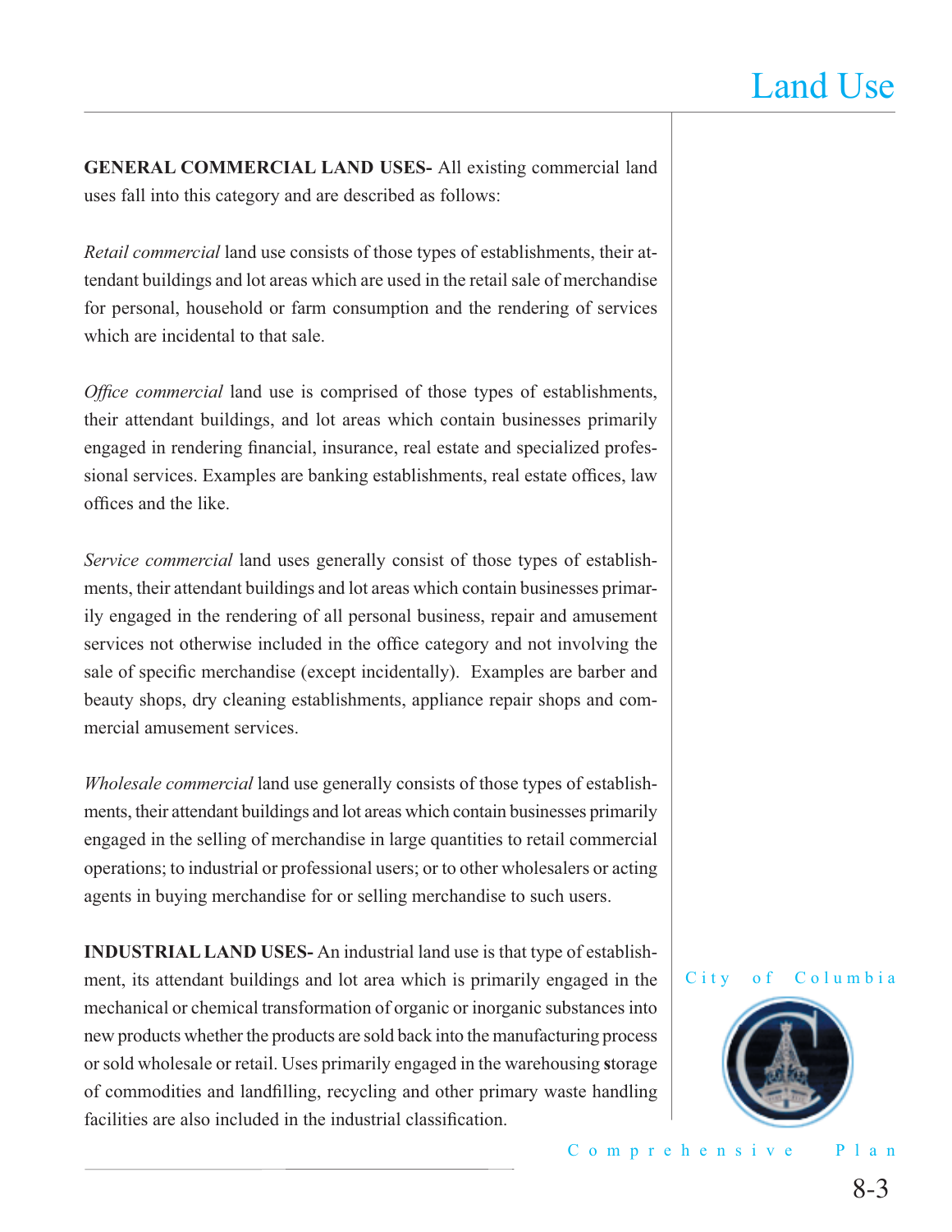**GENERAL COMMERCIAL LAND USES-** All existing commercial land uses fall into this category and are described as follows:

*Retail commercial* land use consists of those types of establishments, their attendant buildings and lot areas which are used in the retail sale of merchandise for personal, household or farm consumption and the rendering of services which are incidental to that sale.

*Office commercial* land use is comprised of those types of establishments, their attendant buildings, and lot areas which contain businesses primarily engaged in rendering financial, insurance, real estate and specialized professional services. Examples are banking establishments, real estate offices, law offices and the like.

*Service commercial* land uses generally consist of those types of establishments, their attendant buildings and lot areas which contain businesses primarily engaged in the rendering of all personal business, repair and amusement services not otherwise included in the office category and not involving the sale of specific merchandise (except incidentally). Examples are barber and beauty shops, dry cleaning establishments, appliance repair shops and commercial amusement services.

*Wholesale commercial* land use generally consists of those types of establishments, their attendant buildings and lot areas which contain businesses primarily engaged in the selling of merchandise in large quantities to retail commercial operations; to industrial or professional users; or to other wholesalers or acting agents in buying merchandise for or selling merchandise to such users.

**INDUSTRIAL LAND USES-** An industrial land use is that type of establishment, its attendant buildings and lot area which is primarily engaged in the mechanical or chemical transformation of organic or inorganic substances into new products whether the products are sold back into the manufacturing process or sold wholesale or retail. Uses primarily engaged in the warehousing storage of commodities and landfilling, recycling and other primary waste handling facilities are also included in the industrial classification.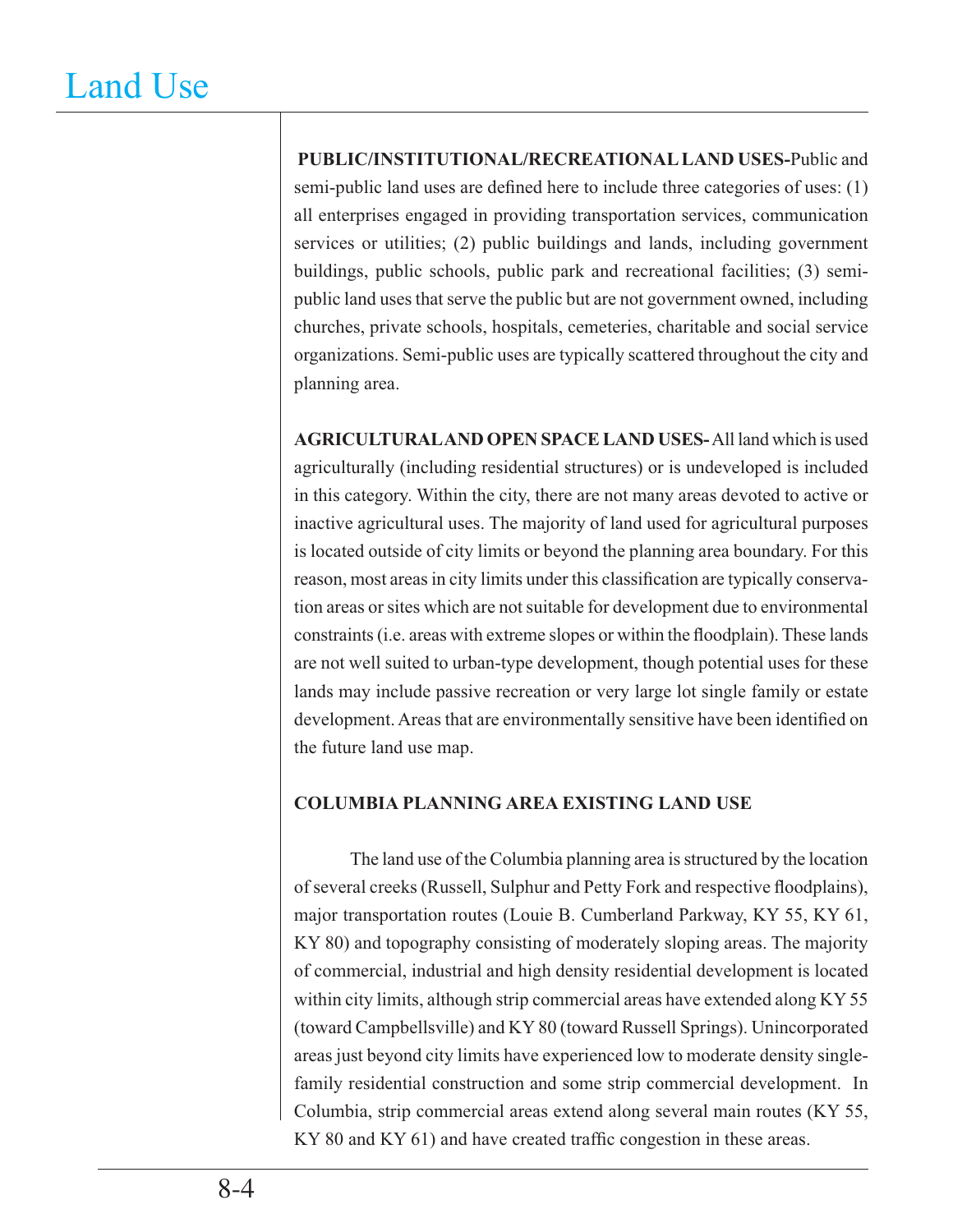**PUBLIC/INSTITUTIONAL/RECREATIONAL LAND USES-**Public and semi-public land uses are defined here to include three categories of uses: (1) all enterprises engaged in providing transportation services, communication services or utilities; (2) public buildings and lands, including government buildings, public schools, public park and recreational facilities; (3) semi-public land uses that serve the public but are not government owned, including churches, private schools, hospitals, cemeteries, charitable and social service organizations. Semi-public uses are typically scattered throughout the city and planning area.

**AGRICULTURAL AND OPEN SPACE LAND USES-** All land which is used agriculturally (including residential structures) or is undeveloped is included in this category. Within the city, there are not many areas devoted to active or inactive agricultural uses. The majority of land used for agricultural purposes is located outside of city limits or beyond the planning area boundary. For this reason, most areas in city limits under this classification are typically conservation areas or sites which are not suitable for development due to environmental constraints (i.e. areas with extreme slopes or within the floodplain). These lands are not well suited to urban-type development, though potential uses for these lands may include passive recreation or very large lot single family or estate development. Areas that are environmentally sensitive have been identified on the future land use map.

**COLUMBIA PLANNING AREA EXISTING LAND USE**

The land use of the Columbia planning area is structured by the location of several creeks (Russell, Sulphur and Petty Fork and respective floodplains), major transportation routes (Louie B. Cumberland Parkway, KY 55, KY 61, KY 80) and topography consisting of moderately sloping areas. The majority of commercial, industrial and high density residential development is located within city limits, although strip commercial areas have extended along KY 55 (toward Campbellsville) and KY 80 (toward Russell Springs). Unincorporated areas just beyond city limits have experienced low to moderate density single-family residential construction and some strip commercial development. In Columbia, strip commercial areas extend along several main routes (KY 55, KY 80 and KY 61) and have created traffic congestion in these areas.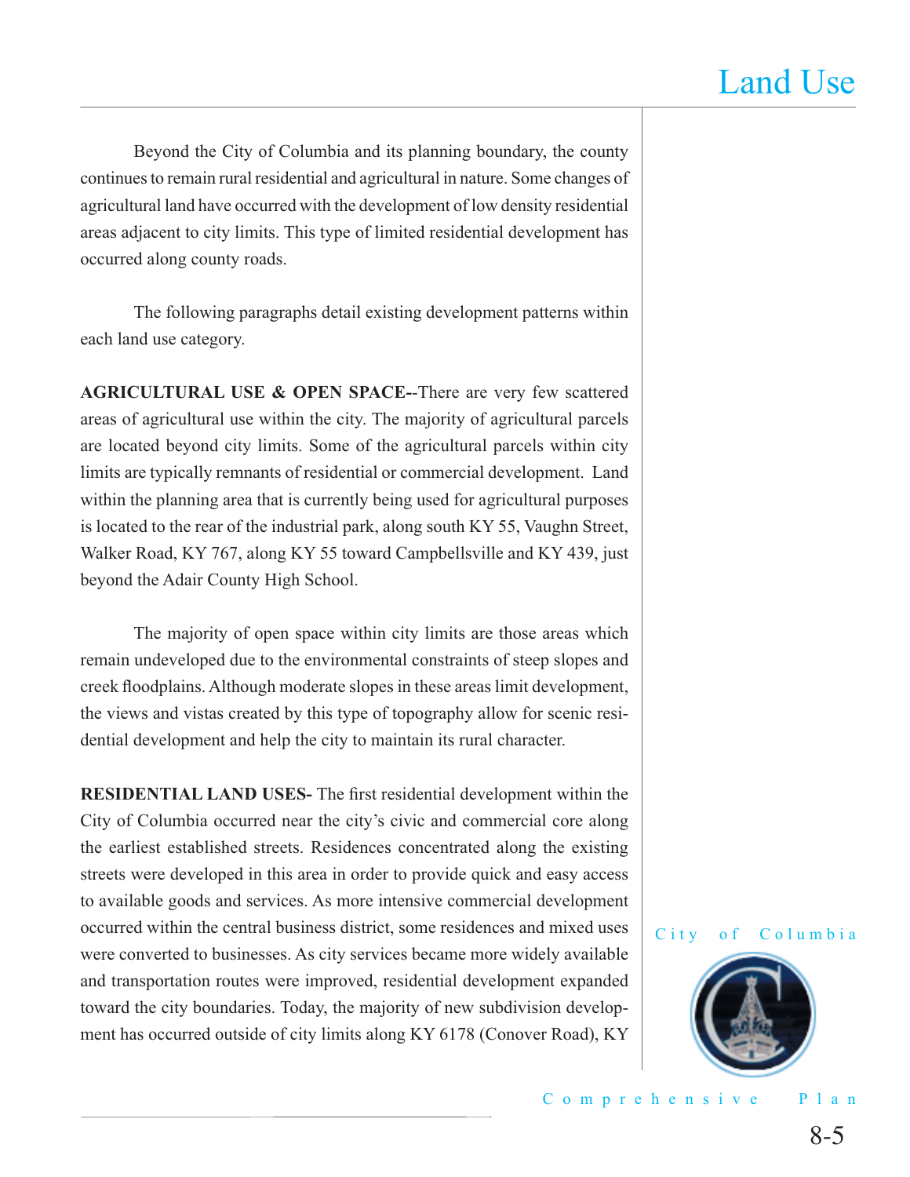Beyond the City of Columbia and its planning boundary, the county continues to remain rural residential and agricultural in nature. Some changes of agricultural land have occurred with the development of low density residential areas adjacent to city limits. This type of limited residential development has occurred along county roads.

The following paragraphs detail existing development patterns within each land use category.

**AGRICULTURAL USE & OPEN SPACE--**There are very few scattered areas of agricultural use within the city. The majority of agricultural parcels are located beyond city limits. Some of the agricultural parcels within city limits are typically remnants of residential or commercial development. Land within the planning area that is currently being used for agricultural purposes is located to the rear of the industrial park, along south KY 55, Vaughn Street, Walker Road, KY 767, along KY 55 toward Campbellsville and KY 439, just beyond the Adair County High School.

The majority of open space within city limits are those areas which remain undeveloped due to the environmental constraints of steep slopes and creek floodplains. Although moderate slopes in these areas limit development, the views and vistas created by this type of topography allow for scenic residential development and help the city to maintain its rural character.

**RESIDENTIAL LAND USES-** The first residential development within the City of Columbia occurred near the city's civic and commercial core along the earliest established streets. Residences concentrated along the existing streets were developed in this area in order to provide quick and easy access to available goods and services. As more intensive commercial development occurred within the central business district, some residences and mixed uses were converted to businesses. As city services became more widely available and transportation routes were improved, residential development expanded toward the city boundaries. Today, the majority of new subdivision development has occurred outside of city limits along KY 6178 (Conover Road), KY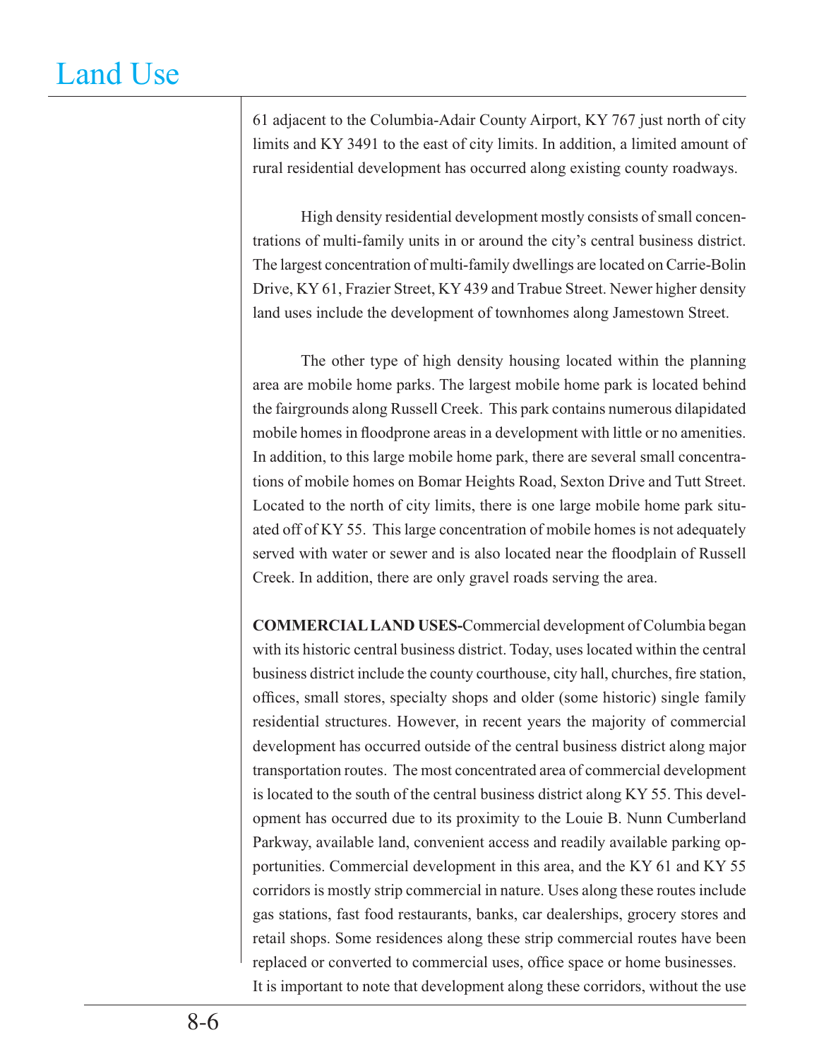61 adjacent to the Columbia-Adair County Airport, KY 767 just north of city limits and KY 3491 to the east of city limits. In addition, a limited amount of rural residential development has occurred along existing county roadways.

High density residential development mostly consists of small concentrations of multi-family units in or around the city's central business district. The largest concentration of multi-family dwellings are located on Carrie-Bolin Drive, KY 61, Frazier Street, KY 439 and Trabue Street. Newer higher density land uses include the development of townhomes along Jamestown Street.

The other type of high density housing located within the planning area are mobile home parks. The largest mobile home park is located behind the fairgrounds along Russell Creek. This park contains numerous dilapidated mobile homes in floodprone areas in a development with little or no amenities. In addition, to this large mobile home park, there are several small concentrations of mobile homes on Bomar Heights Road, Sexton Drive and Tutt Street. Located to the north of city limits, there is one large mobile home park situated off of KY 55. This large concentration of mobile homes is not adequately served with water or sewer and is also located near the floodplain of Russell Creek. In addition, there are only gravel roads serving the area.

**COMMERCIAL LAND USES-**Commercial development of Columbia began with its historic central business district. Today, uses located within the central business district include the county courthouse, city hall, churches, fire station, offices, small stores, specialty shops and older (some historic) single family residential structures. However, in recent years the majority of commercial development has occurred outside of the central business district along major transportation routes. The most concentrated area of commercial development is located to the south of the central business district along KY 55. This development has occurred due to its proximity to the Louie B. Nunn Cumberland Parkway, available land, convenient access and readily available parking opportunities. Commercial development in this area, and the KY 61 and KY 55 corridors is mostly strip commercial in nature. Uses along these routes include gas stations, fast food restaurants, banks, car dealerships, grocery stores and retail shops. Some residences along these strip commercial routes have been replaced or converted to commercial uses, office space or home businesses. It is important to note that development along these corridors, without the use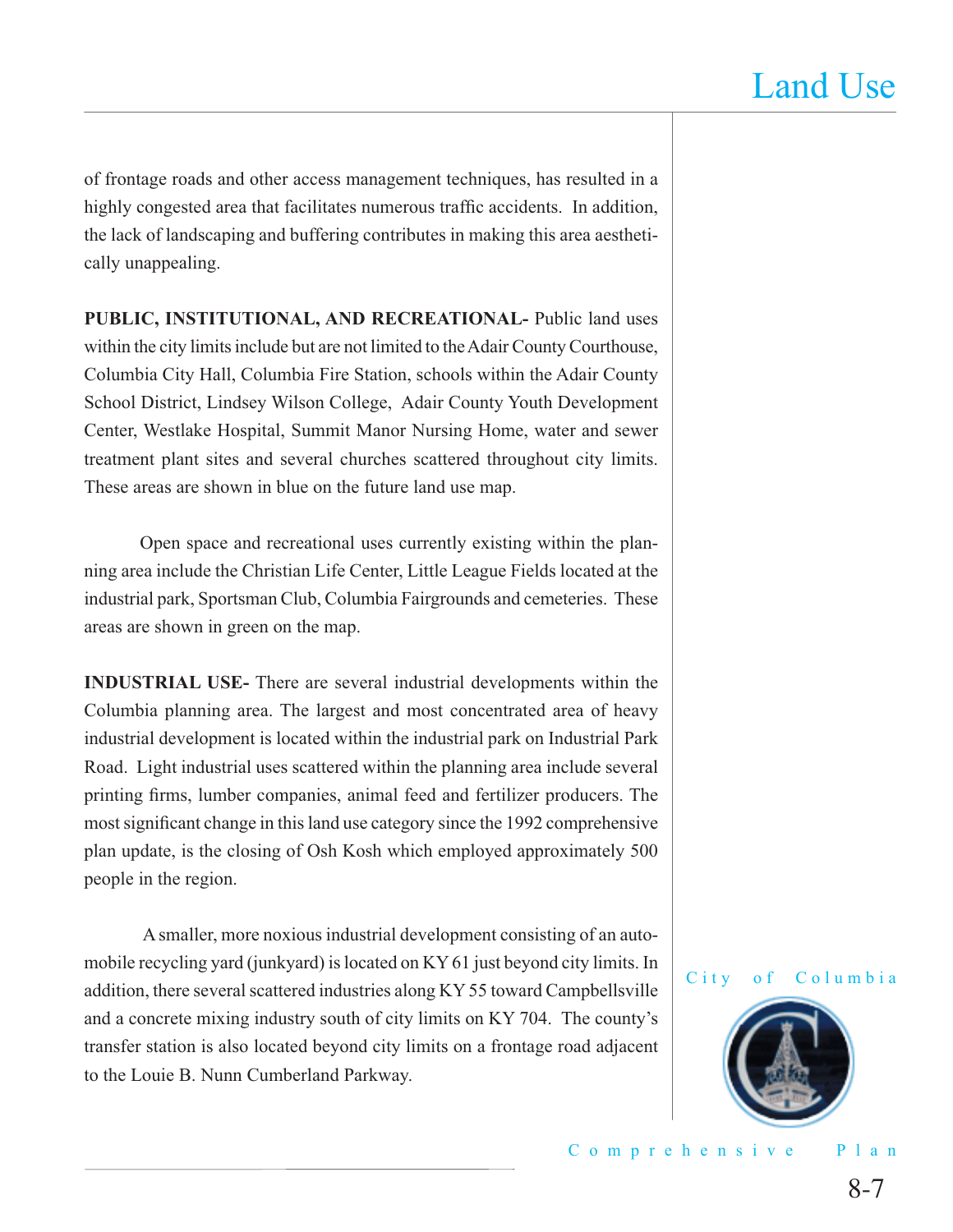of frontage roads and other access management techniques, has resulted in a highly congested area that facilitates numerous traffic accidents. In addition, the lack of landscaping and buffering contributes in making this area aesthetically unappealing.

**PUBLIC, INSTITUTIONAL, AND RECREATIONAL-** Public land uses within the city limits include but are not limited to the Adair County Courthouse, Columbia City Hall, Columbia Fire Station, schools within the Adair County School District, Lindsey Wilson College, Adair County Youth Development Center, Westlake Hospital, Summit Manor Nursing Home, water and sewer treatment plant sites and several churches scattered throughout city limits. These areas are shown in blue on the future land use map.

Open space and recreational uses currently existing within the planning area include the Christian Life Center, Little League Fields located at the industrial park, Sportsman Club, Columbia Fairgrounds and cemeteries. These areas are shown in green on the map.

**INDUSTRIAL USE-** There are several industrial developments within the Columbia planning area. The largest and most concentrated area of heavy industrial development is located within the industrial park on Industrial Park Road. Light industrial uses scattered within the planning area include several printing firms, lumber companies, animal feed and fertilizer producers. The most significant change in this land use category since the 1992 comprehensive plan update, is the closing of Osh Kosh which employed approximately 500 people in the region.

A smaller, more noxious industrial development consisting of an automobile recycling yard (junkyard) is located on KY 61 just beyond city limits. In addition, there several scattered industries along KY 55 toward Campbellsville and a concrete mixing industry south of city limits on KY 704. The county's transfer station is also located beyond city limits on a frontage road adjacent to the Louie B. Nunn Cumberland Parkway.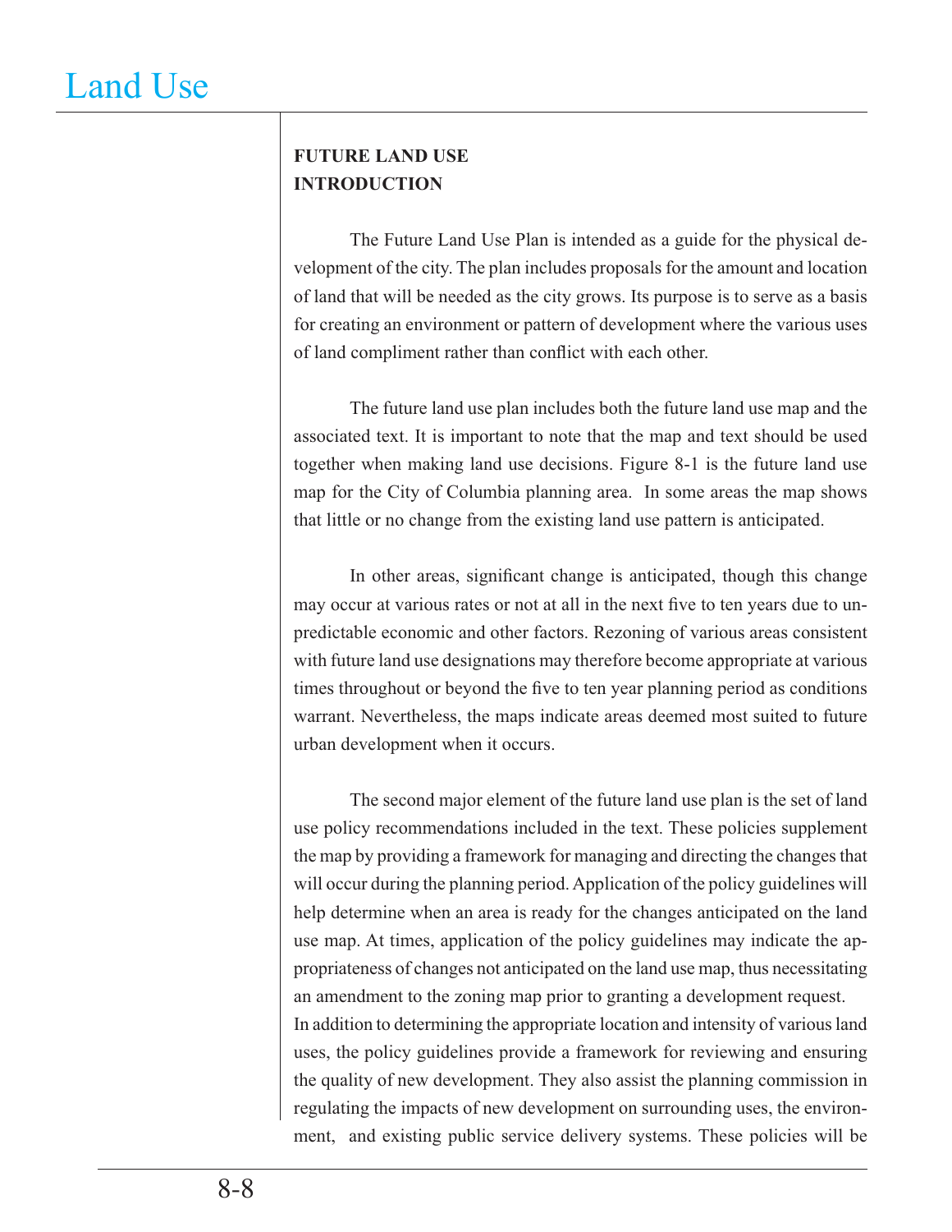## FUTURE LAND USE INTRODUCTION

The Future Land Use Plan is intended as a guide for the physical development of the city. The plan includes proposals for the amount and location of land that will be needed as the city grows. Its purpose is to serve as a basis for creating an environment or pattern of development where the various uses of land compliment rather than conflict with each other.

The future land use plan includes both the future land use map and the associated text. It is important to note that the map and text should be used together when making land use decisions. Figure 8-1 is the future land use map for the City of Columbia planning area. In some areas the map shows that little or no change from the existing land use pattern is anticipated.

In other areas, significant change is anticipated, though this change may occur at various rates or not at all in the next five to ten years due to unpredictable economic and other factors. Rezoning of various areas consistent with future land use designations may therefore become appropriate at various times throughout or beyond the five to ten year planning period as conditions warrant. Nevertheless, the maps indicate areas deemed most suited to future urban development when it occurs.

The second major element of the future land use plan is the set of land use policy recommendations included in the text. These policies supplement the map by providing a framework for managing and directing the changes that will occur during the planning period. Application of the policy guidelines will help determine when an area is ready for the changes anticipated on the land use map. At times, application of the policy guidelines may indicate the appropriateness of changes not anticipated on the land use map, thus necessitating an amendment to the zoning map prior to granting a development request.

In addition to determining the appropriate location and intensity of various land uses, the policy guidelines provide a framework for reviewing and ensuring the quality of new development. They also assist the planning commission in regulating the impacts of new development on surrounding uses, the environment, and existing public service delivery systems. These policies will be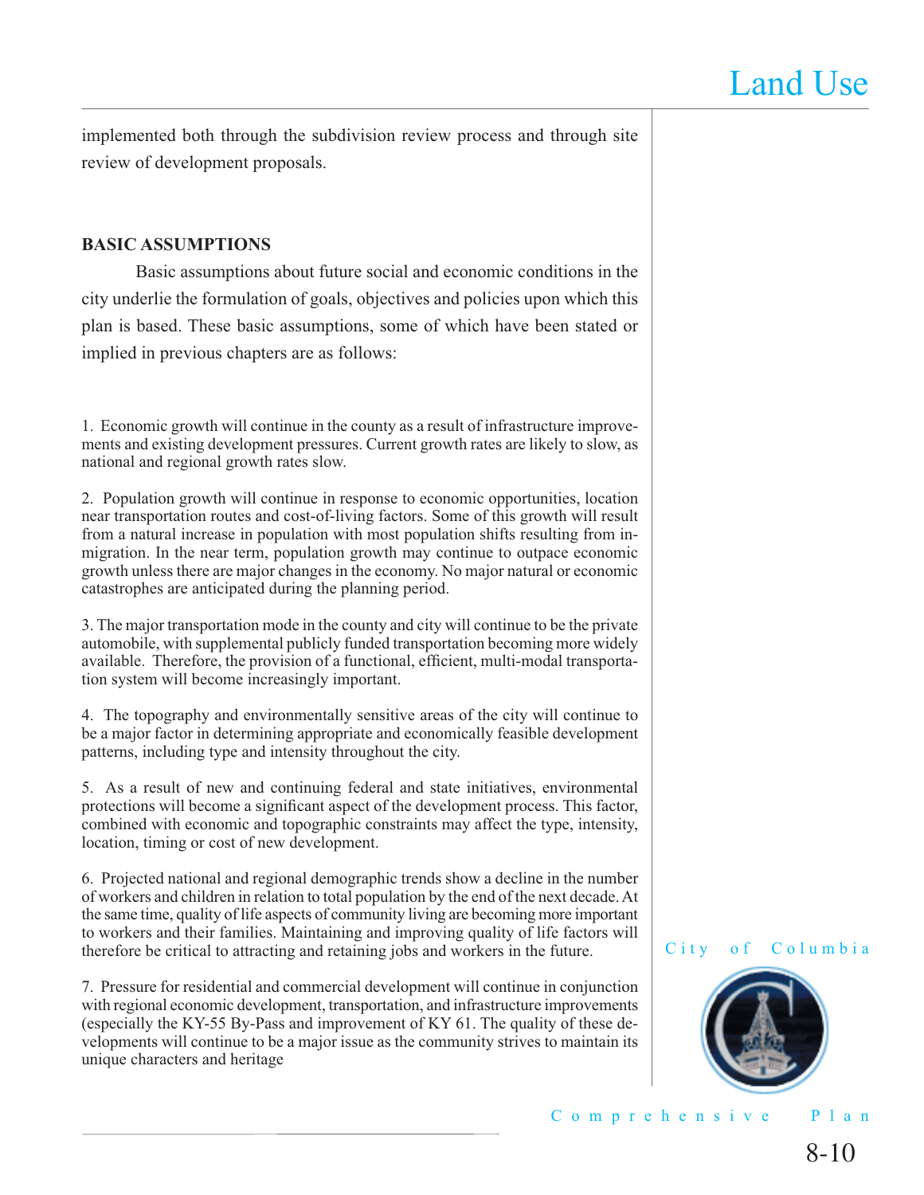implemented both through the subdivision review process and through site review of development proposals.

**BASIC ASSUMPTIONS**

Basic assumptions about future social and economic conditions in the city underlie the formulation of goals, objectives and policies upon which this plan is based. These basic assumptions, some of which have been stated or implied in previous chapters are as follows:

1. Economic growth will continue in the county as a result of infrastructure improvements and existing development pressures. Current growth rates are likely to slow, as national and regional growth rates slow.

2. Population growth will continue in response to economic opportunities, location near transportation routes and cost-of-living factors. Some of this growth will result from a natural increase in population with most population shifts resulting from in-migration. In the near term, population growth may continue to outpace economic growth unless there are major changes in the economy. No major natural or economic catastrophes are anticipated during the planning period.

3. The major transportation mode in the county and city will continue to be the private automobile, with supplemental publicly funded transportation becoming more widely available. Therefore, the provision of a functional, efficient, multi-modal transportation system will become increasingly important.

4. The topography and environmentally sensitive areas of the city will continue to be a major factor in determining appropriate and economically feasible development patterns, including type and intensity throughout the city.

5. As a result of new and continuing federal and state initiatives, environmental protections will become a significant aspect of the development process. This factor, combined with economic and topographic constraints may affect the type, intensity, location, timing or cost of new development.

6. Projected national and regional demographic trends show a decline in the number of workers and children in relation to total population by the end of the next decade. At the same time, quality of life aspects of community living are becoming more important to workers and their families. Maintaining and improving quality of life factors will therefore be critical to attracting and retaining jobs and workers in the future.

7. Pressure for residential and commercial development will continue in conjunction with regional economic development, transportation, and infrastructure improvements (especially the KY-55 By-Pass and improvement of KY 61. The quality of these developments will continue to be a major issue as the community strives to maintain its unique characters and heritage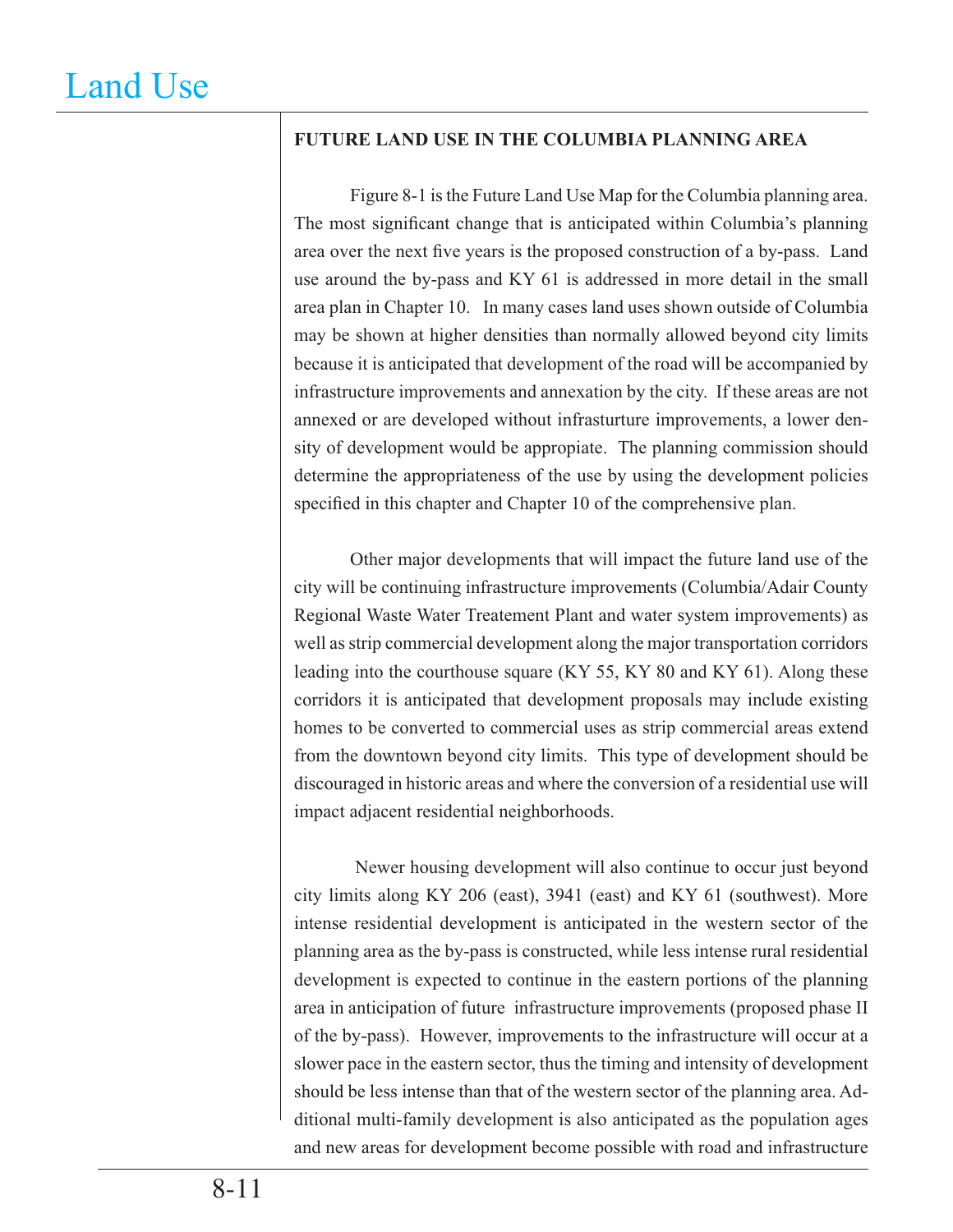## FUTURE LAND USE IN THE COLUMBIA PLANNING AREA

Figure 8-1 is the Future Land Use Map for the Columbia planning area. The most significant change that is anticipated within Columbia's planning area over the next five years is the proposed construction of a by-pass. Land use around the by-pass and KY 61 is addressed in more detail in the small area plan in Chapter 10. In many cases land uses shown outside of Columbia may be shown at higher densities than normally allowed beyond city limits because it is anticipated that development of the road will be accompanied by infrastructure improvements and annexation by the city. If these areas are not annexed or are developed without infrasturture improvements, a lower density of development would be appropiate. The planning commission should determine the appropriateness of the use by using the development policies specified in this chapter and Chapter 10 of the comprehensive plan.

Other major developments that will impact the future land use of the city will be continuing infrastructure improvements (Columbia/Adair County Regional Waste Water Treatement Plant and water system improvements) as well as strip commercial development along the major transportation corridors leading into the courthouse square (KY 55, KY 80 and KY 61). Along these corridors it is anticipated that development proposals may include existing homes to be converted to commercial uses as strip commercial areas extend from the downtown beyond city limits. This type of development should be discouraged in historic areas and where the conversion of a residential use will impact adjacent residential neighborhoods.

Newer housing development will also continue to occur just beyond city limits along KY 206 (east), 3941 (east) and KY 61 (southwest). More intense residential development is anticipated in the western sector of the planning area as the by-pass is constructed, while less intense rural residential development is expected to continue in the eastern portions of the planning area in anticipation of future infrastructure improvements (proposed phase II of the by-pass). However, improvements to the infrastructure will occur at a slower pace in the eastern sector, thus the timing and intensity of development should be less intense than that of the western sector of the planning area. Additional multi-family development is also anticipated as the population ages and new areas for development become possible with road and infrastructure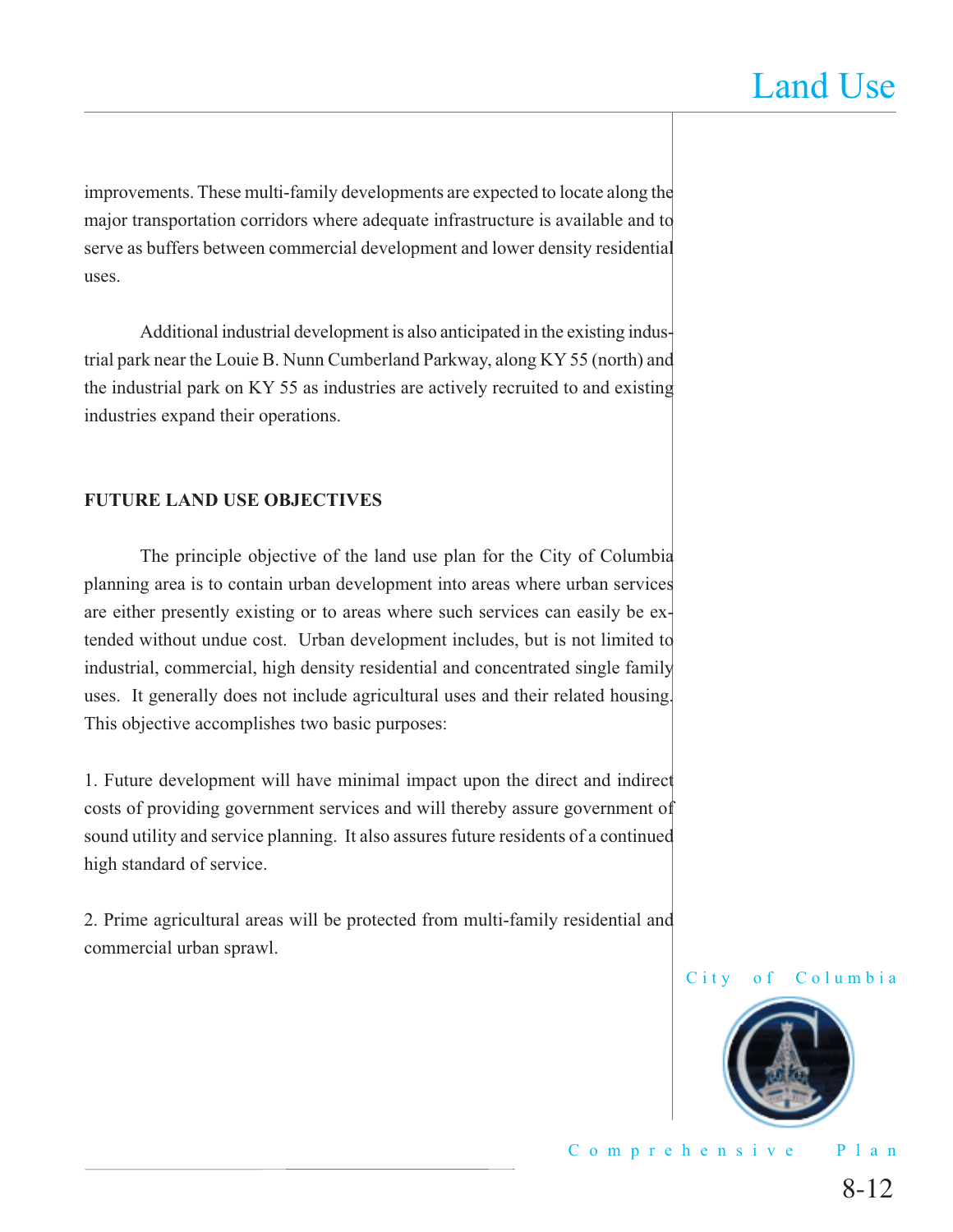improvements. These multi-family developments are expected to locate along the major transportation corridors where adequate infrastructure is available and to serve as buffers between commercial development and lower density residential uses.

Additional industrial development is also anticipated in the existing industrial park near the Louie B. Nunn Cumberland Parkway, along KY 55 (north) and the industrial park on KY 55 as industries are actively recruited to and existing industries expand their operations.

**FUTURE LAND USE OBJECTIVES**

The principle objective of the land use plan for the City of Columbia planning area is to contain urban development into areas where urban services are either presently existing or to areas where such services can easily be extended without undue cost. Urban development includes, but is not limited to industrial, commercial, high density residential and concentrated single family uses. It generally does not include agricultural uses and their related housing. This objective accomplishes two basic purposes:

1. Future development will have minimal impact upon the direct and indirect costs of providing government services and will thereby assure government of sound utility and service planning. It also assures future residents of a continued high standard of service.

2. Prime agricultural areas will be protected from multi-family residential and commercial urban sprawl.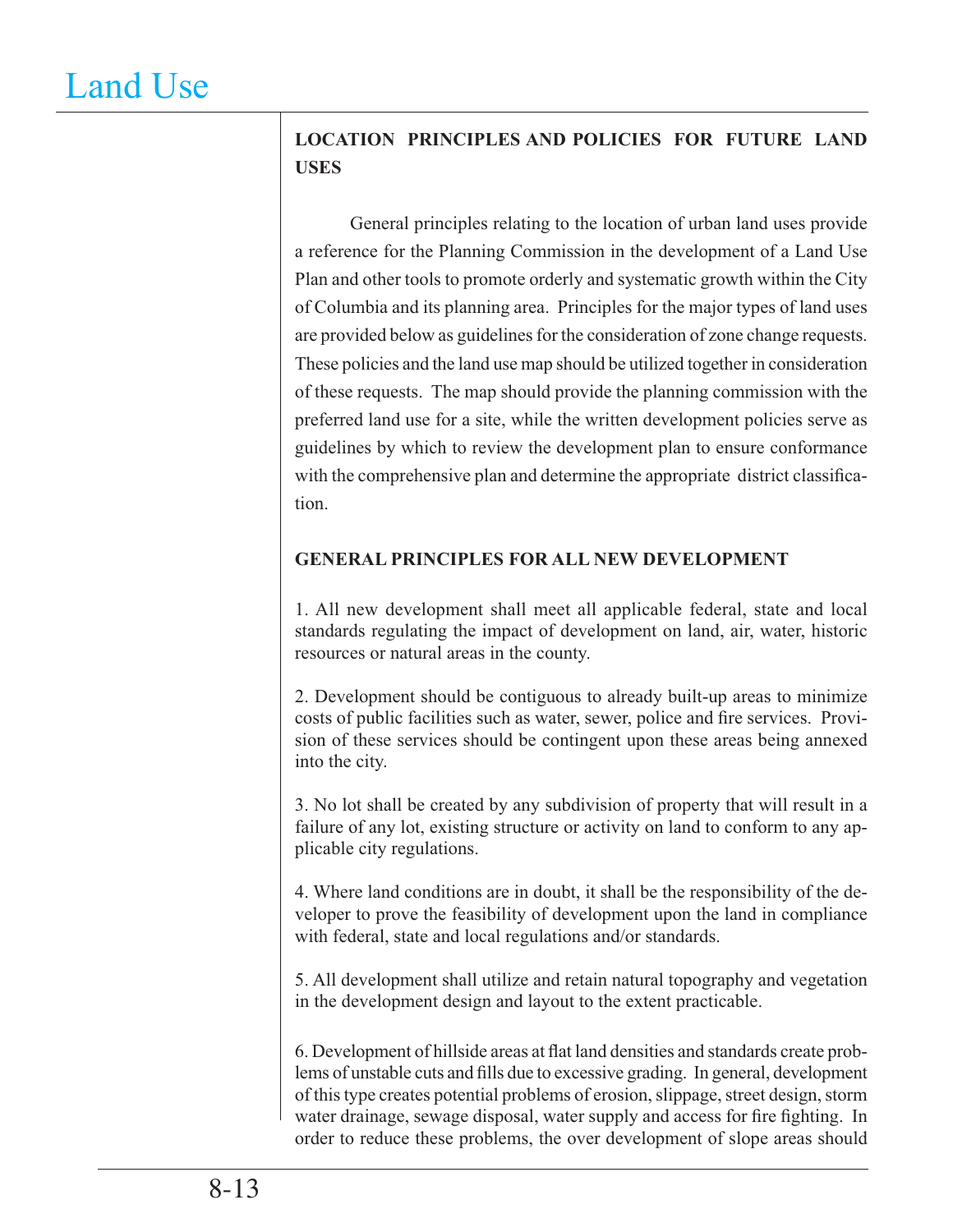## LOCATION PRINCIPLES AND POLICIES FOR FUTURE LAND USES

General principles relating to the location of urban land uses provide a reference for the Planning Commission in the development of a Land Use Plan and other tools to promote orderly and systematic growth within the City of Columbia and its planning area. Principles for the major types of land uses are provided below as guidelines for the consideration of zone change requests. These policies and the land use map should be utilized together in consideration of these requests. The map should provide the planning commission with the preferred land use for a site, while the written development policies serve as guidelines by which to review the development plan to ensure conformance with the comprehensive plan and determine the appropriate district classification.

## GENERAL PRINCIPLES FOR ALL NEW DEVELOPMENT

1. All new development shall meet all applicable federal, state and local standards regulating the impact of development on land, air, water, historic resources or natural areas in the county.

2. Development should be contiguous to already built-up areas to minimize costs of public facilities such as water, sewer, police and fire services. Provision of these services should be contingent upon these areas being annexed into the city.

3. No lot shall be created by any subdivision of property that will result in a failure of any lot, existing structure or activity on land to conform to any applicable city regulations.

4. Where land conditions are in doubt, it shall be the responsibility of the developer to prove the feasibility of development upon the land in compliance with federal, state and local regulations and/or standards.

5. All development shall utilize and retain natural topography and vegetation in the development design and layout to the extent practicable.

6. Development of hillside areas at flat land densities and standards create problems of unstable cuts and fills due to excessive grading. In general, development of this type creates potential problems of erosion, slippage, street design, storm water drainage, sewage disposal, water supply and access for fire fighting. In order to reduce these problems, the over development of slope areas should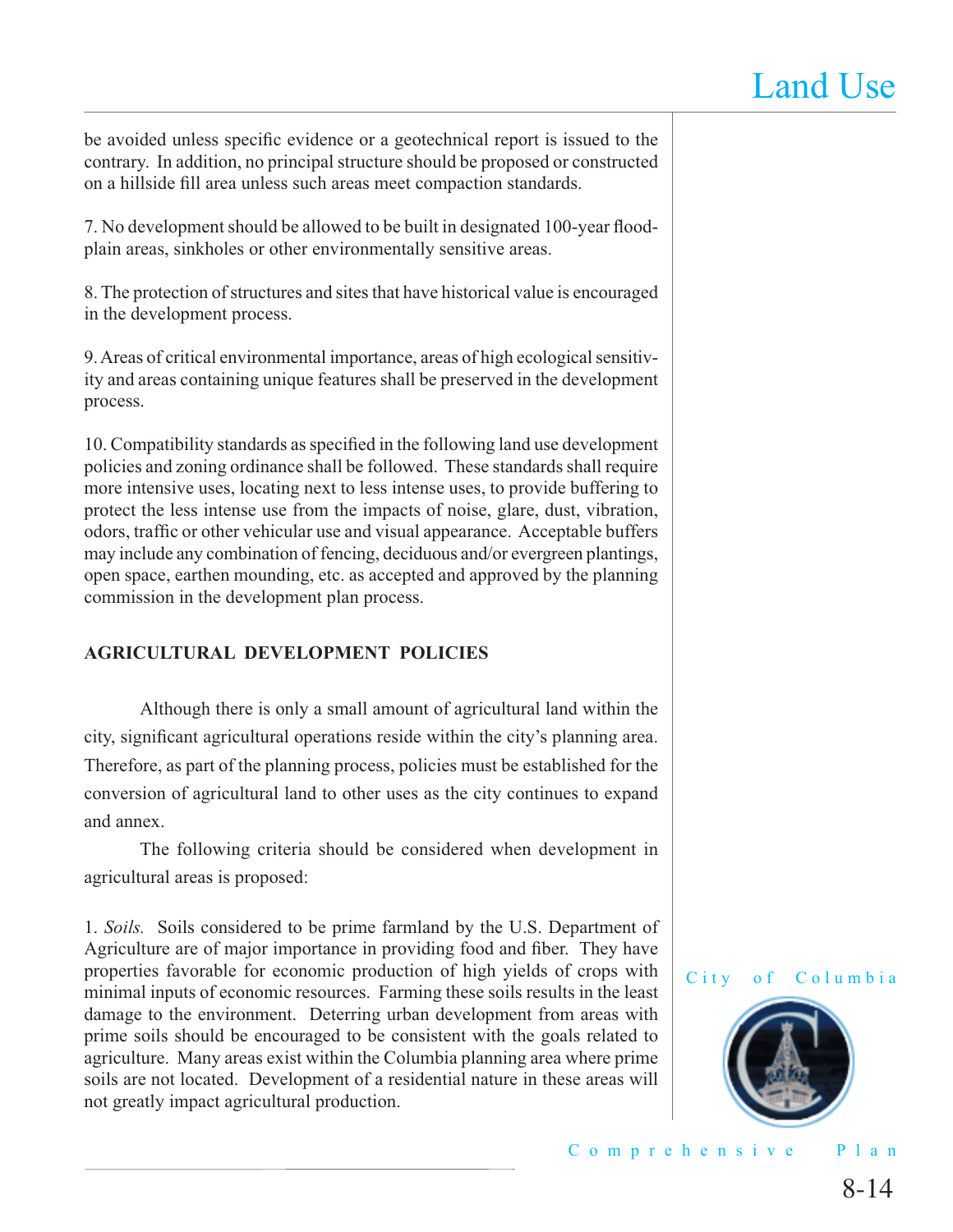be avoided unless specific evidence or a geotechnical report is issued to the contrary. In addition, no principal structure should be proposed or constructed on a hillside fill area unless such areas meet compaction standards.

7. No development should be allowed to be built in designated 100-year floodplain areas, sinkholes or other environmentally sensitive areas.

8. The protection of structures and sites that have historical value is encouraged in the development process.

9. Areas of critical environmental importance, areas of high ecological sensitivity and areas containing unique features shall be preserved in the development process.

10. Compatibility standards as specified in the following land use development policies and zoning ordinance shall be followed. These standards shall require more intensive uses, locating next to less intense uses, to provide buffering to protect the less intense use from the impacts of noise, glare, dust, vibration, odors, traffic or other vehicular use and visual appearance. Acceptable buffers may include any combination of fencing, deciduous and/or evergreen plantings, open space, earthen mounding, etc. as accepted and approved by the planning commission in the development plan process.

## AGRICULTURAL DEVELOPMENT POLICIES

Although there is only a small amount of agricultural land within the city, significant agricultural operations reside within the city's planning area. Therefore, as part of the planning process, policies must be established for the conversion of agricultural land to other uses as the city continues to expand and annex.

The following criteria should be considered when development in agricultural areas is proposed:

1. *Soils.* Soils considered to be prime farmland by the U.S. Department of Agriculture are of major importance in providing food and fiber. They have properties favorable for economic production of high yields of crops with minimal inputs of economic resources. Farming these soils results in the least damage to the environment. Deterring urban development from areas with prime soils should be encouraged to be consistent with the goals related to agriculture. Many areas exist within the Columbia planning area where prime soils are not located. Development of a residential nature in these areas will not greatly impact agricultural production.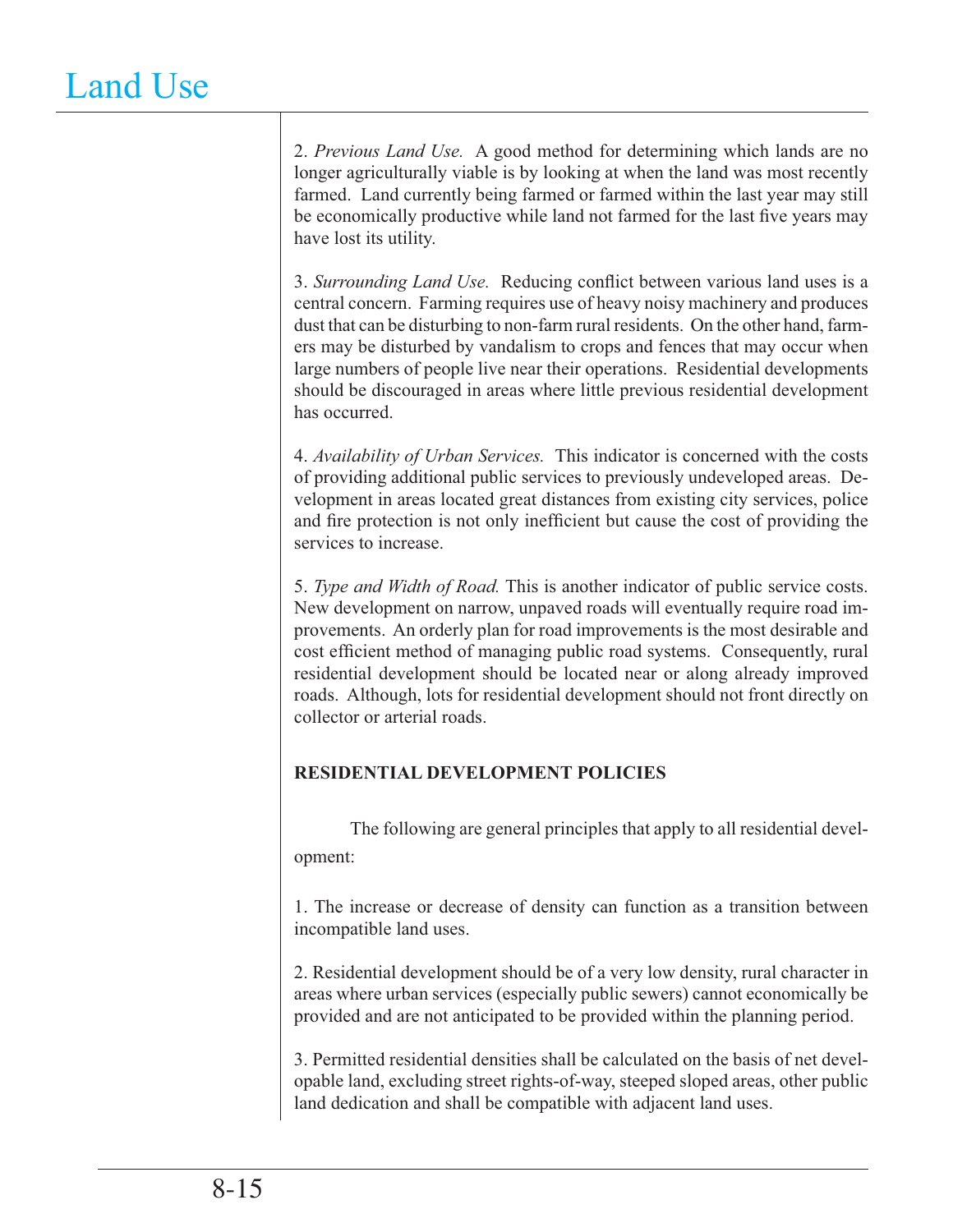2. *Previous Land Use.* A good method for determining which lands are no longer agriculturally viable is by looking at when the land was most recently farmed. Land currently being farmed or farmed within the last year may still be economically productive while land not farmed for the last five years may have lost its utility.

3. *Surrounding Land Use.* Reducing conflict between various land uses is a central concern. Farming requires use of heavy noisy machinery and produces dust that can be disturbing to non-farm rural residents. On the other hand, farmers may be disturbed by vandalism to crops and fences that may occur when large numbers of people live near their operations. Residential developments should be discouraged in areas where little previous residential development has occurred.

4. *Availability of Urban Services.* This indicator is concerned with the costs of providing additional public services to previously undeveloped areas. Development in areas located great distances from existing city services, police and fire protection is not only inefficient but cause the cost of providing the services to increase.

5. *Type and Width of Road.* This is another indicator of public service costs. New development on narrow, unpaved roads will eventually require road improvements. An orderly plan for road improvements is the most desirable and cost efficient method of managing public road systems. Consequently, rural residential development should be located near or along already improved roads. Although, lots for residential development should not front directly on collector or arterial roads.

**RESIDENTIAL DEVELOPMENT POLICIES**

The following are general principles that apply to all residential development:

1. The increase or decrease of density can function as a transition between incompatible land uses.

2. Residential development should be of a very low density, rural character in areas where urban services (especially public sewers) cannot economically be provided and are not anticipated to be provided within the planning period.

3. Permitted residential densities shall be calculated on the basis of net developable land, excluding street rights-of-way, steeped sloped areas, other public land dedication and shall be compatible with adjacent land uses.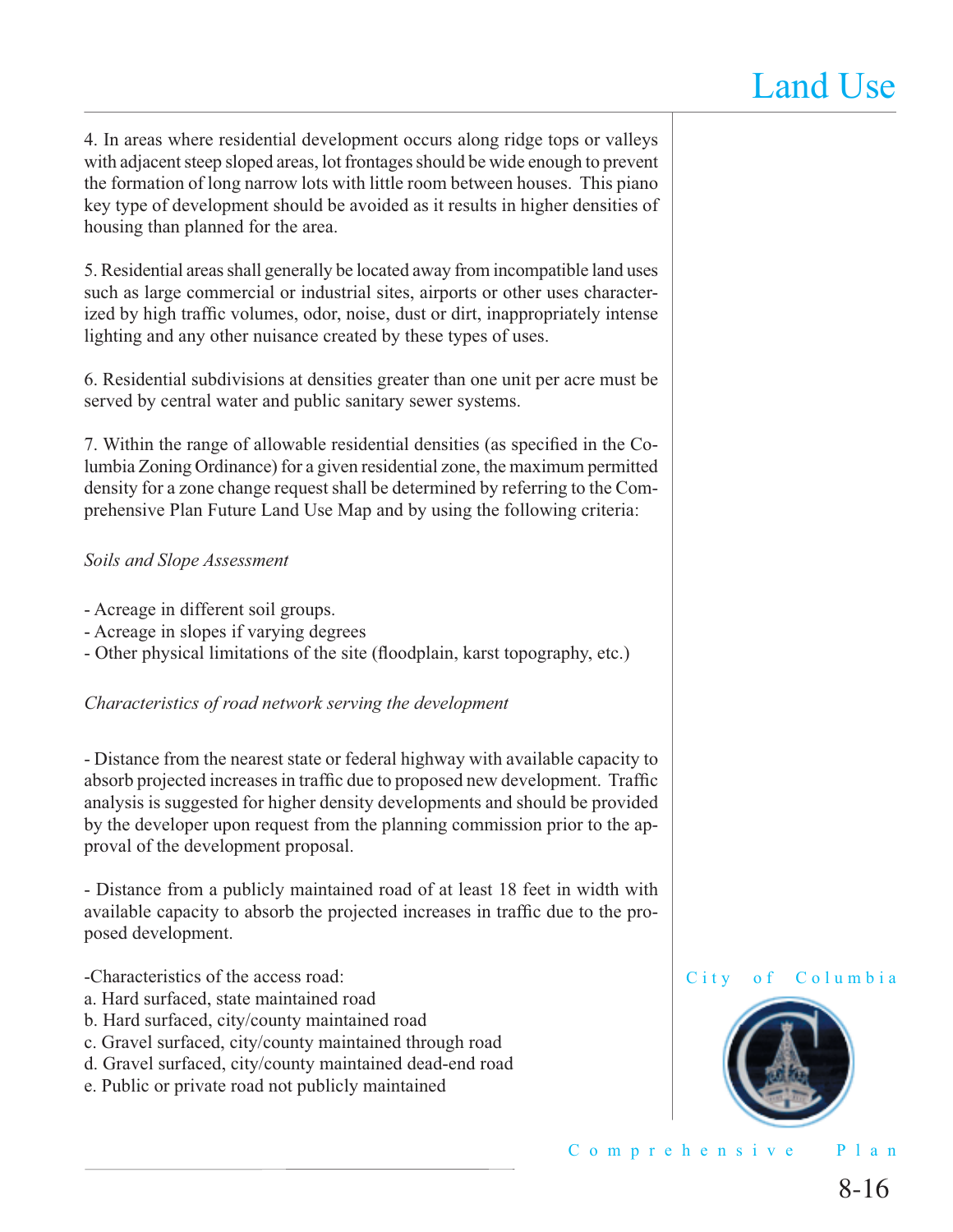4. In areas where residential development occurs along ridge tops or valleys with adjacent steep sloped areas, lot frontages should be wide enough to prevent the formation of long narrow lots with little room between houses. This piano key type of development should be avoided as it results in higher densities of housing than planned for the area.

5. Residential areas shall generally be located away from incompatible land uses such as large commercial or industrial sites, airports or other uses characterized by high traffic volumes, odor, noise, dust or dirt, inappropriately intense lighting and any other nuisance created by these types of uses.

6. Residential subdivisions at densities greater than one unit per acre must be served by central water and public sanitary sewer systems.

7. Within the range of allowable residential densities (as specified in the Columbia Zoning Ordinance) for a given residential zone, the maximum permitted density for a zone change request shall be determined by referring to the Comprehensive Plan Future Land Use Map and by using the following criteria:

*Soils and Slope Assessment*

- Acreage in different soil groups.
- Acreage in slopes if varying degrees
- Other physical limitations of the site (floodplain, karst topography, etc.)

*Characteristics of road network serving the development*

- Distance from the nearest state or federal highway with available capacity to absorb projected increases in traffic due to proposed new development. Traffic analysis is suggested for higher density developments and should be provided by the developer upon request from the planning commission prior to the approval of the development proposal.

- Distance from a publicly maintained road of at least 18 feet in width with available capacity to absorb the projected increases in traffic due to the proposed development.

-Characteristics of the access road:

a. Hard surfaced, state maintained road
b. Hard surfaced, city/county maintained road
c. Gravel surfaced, city/county maintained through road
d. Gravel surfaced, city/county maintained dead-end road
e. Public or private road not publicly maintained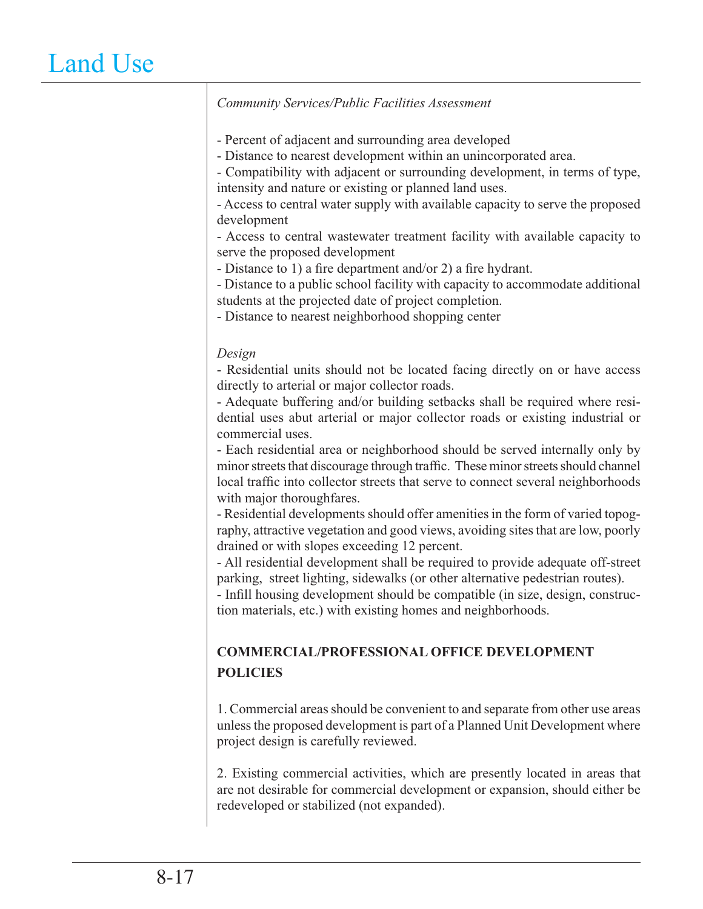*Community Services/Public Facilities Assessment*

- Percent of adjacent and surrounding area developed
- Distance to nearest development within an unincorporated area.
- Compatibility with adjacent or surrounding development, in terms of type, intensity and nature or existing or planned land uses.
- Access to central water supply with available capacity to serve the proposed development
- Access to central wastewater treatment facility with available capacity to serve the proposed development
- Distance to 1) a fire department and/or 2) a fire hydrant.
- Distance to a public school facility with capacity to accommodate additional students at the projected date of project completion.
- Distance to nearest neighborhood shopping center

*Design*

- Residential units should not be located facing directly on or have access directly to arterial or major collector roads.
- Adequate buffering and/or building setbacks shall be required where residential uses abut arterial or major collector roads or existing industrial or commercial uses.
- Each residential area or neighborhood should be served internally only by minor streets that discourage through traffic. These minor streets should channel local traffic into collector streets that serve to connect several neighborhoods with major thoroughfares.
- Residential developments should offer amenities in the form of varied topography, attractive vegetation and good views, avoiding sites that are low, poorly drained or with slopes exceeding 12 percent.
- All residential development shall be required to provide adequate off-street parking, street lighting, sidewalks (or other alternative pedestrian routes).
- Infill housing development should be compatible (in size, design, construction materials, etc.) with existing homes and neighborhoods.

**COMMERCIAL/PROFESSIONAL OFFICE DEVELOPMENT POLICIES**

1. Commercial areas should be convenient to and separate from other use areas unless the proposed development is part of a Planned Unit Development where project design is carefully reviewed.

2. Existing commercial activities, which are presently located in areas that are not desirable for commercial development or expansion, should either be redeveloped or stabilized (not expanded).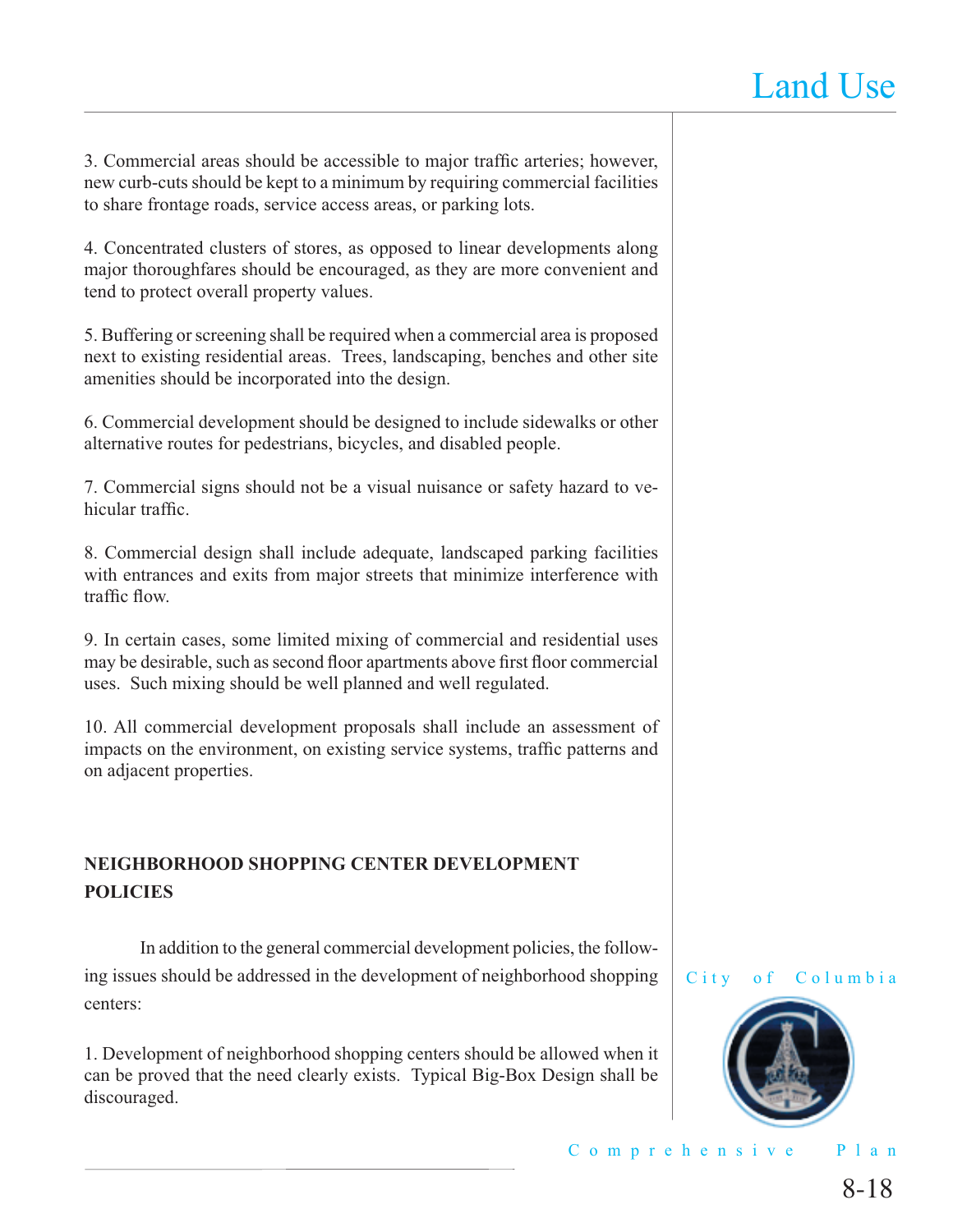3. Commercial areas should be accessible to major traffic arteries; however, new curb-cuts should be kept to a minimum by requiring commercial facilities to share frontage roads, service access areas, or parking lots.

4. Concentrated clusters of stores, as opposed to linear developments along major thoroughfares should be encouraged, as they are more convenient and tend to protect overall property values.

5. Buffering or screening shall be required when a commercial area is proposed next to existing residential areas. Trees, landscaping, benches and other site amenities should be incorporated into the design.

6. Commercial development should be designed to include sidewalks or other alternative routes for pedestrians, bicycles, and disabled people.

7. Commercial signs should not be a visual nuisance or safety hazard to vehicular traffic.

8. Commercial design shall include adequate, landscaped parking facilities with entrances and exits from major streets that minimize interference with traffic flow.

9. In certain cases, some limited mixing of commercial and residential uses may be desirable, such as second floor apartments above first floor commercial uses. Such mixing should be well planned and well regulated.

10. All commercial development proposals shall include an assessment of impacts on the environment, on existing service systems, traffic patterns and on adjacent properties.

## NEIGHBORHOOD SHOPPING CENTER DEVELOPMENT POLICIES

In addition to the general commercial development policies, the following issues should be addressed in the development of neighborhood shopping centers:

1. Development of neighborhood shopping centers should be allowed when it can be proved that the need clearly exists. Typical Big-Box Design shall be discouraged.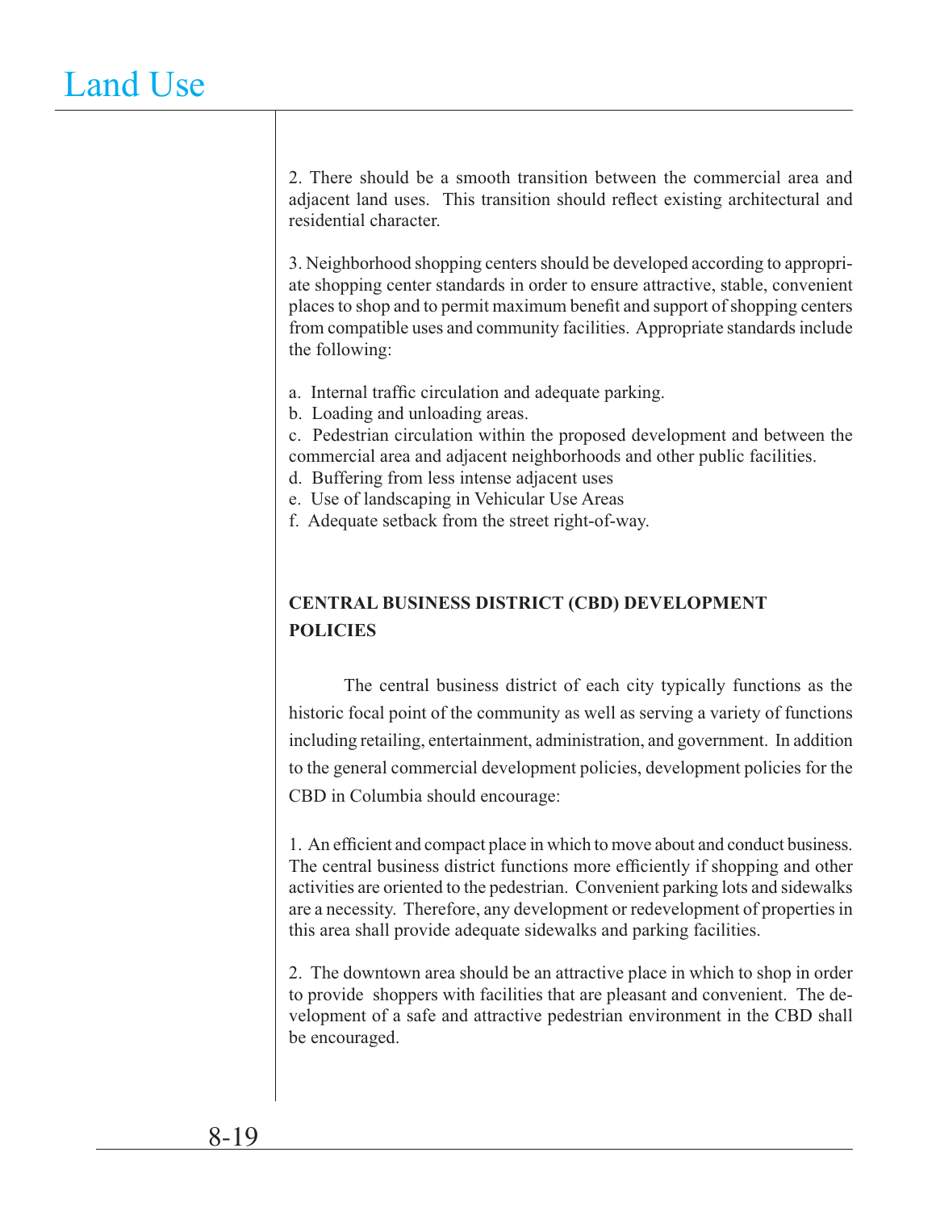2. There should be a smooth transition between the commercial area and adjacent land uses. This transition should reflect existing architectural and residential character.

3. Neighborhood shopping centers should be developed according to appropriate shopping center standards in order to ensure attractive, stable, convenient places to shop and to permit maximum benefit and support of shopping centers from compatible uses and community facilities. Appropriate standards include the following:

a. Internal traffic circulation and adequate parking.
b. Loading and unloading areas.
c. Pedestrian circulation within the proposed development and between the commercial area and adjacent neighborhoods and other public facilities.
d. Buffering from less intense adjacent uses
e. Use of landscaping in Vehicular Use Areas
f. Adequate setback from the street right-of-way.

## CENTRAL BUSINESS DISTRICT (CBD) DEVELOPMENT POLICIES

The central business district of each city typically functions as the historic focal point of the community as well as serving a variety of functions including retailing, entertainment, administration, and government. In addition to the general commercial development policies, development policies for the CBD in Columbia should encourage:

1. An efficient and compact place in which to move about and conduct business. The central business district functions more efficiently if shopping and other activities are oriented to the pedestrian. Convenient parking lots and sidewalks are a necessity. Therefore, any development or redevelopment of properties in this area shall provide adequate sidewalks and parking facilities.

2. The downtown area should be an attractive place in which to shop in order to provide shoppers with facilities that are pleasant and convenient. The development of a safe and attractive pedestrian environment in the CBD shall be encouraged.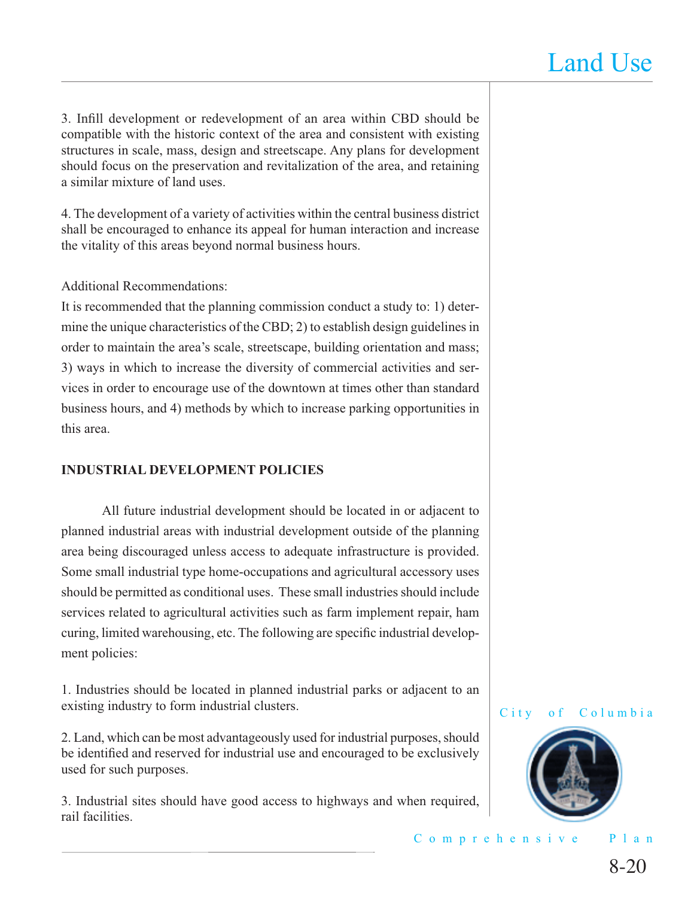3. Infill development or redevelopment of an area within CBD should be compatible with the historic context of the area and consistent with existing structures in scale, mass, design and streetscape. Any plans for development should focus on the preservation and revitalization of the area, and retaining a similar mixture of land uses.

4. The development of a variety of activities within the central business district shall be encouraged to enhance its appeal for human interaction and increase the vitality of this areas beyond normal business hours.

Additional Recommendations:
It is recommended that the planning commission conduct a study to: 1) determine the unique characteristics of the CBD; 2) to establish design guidelines in order to maintain the area's scale, streetscape, building orientation and mass; 3) ways in which to increase the diversity of commercial activities and services in order to encourage use of the downtown at times other than standard business hours, and 4) methods by which to increase parking opportunities in this area.

**INDUSTRIAL DEVELOPMENT POLICIES**

All future industrial development should be located in or adjacent to planned industrial areas with industrial development outside of the planning area being discouraged unless access to adequate infrastructure is provided. Some small industrial type home-occupations and agricultural accessory uses should be permitted as conditional uses. These small industries should include services related to agricultural activities such as farm implement repair, ham curing, limited warehousing, etc. The following are specific industrial development policies:

1. Industries should be located in planned industrial parks or adjacent to an existing industry to form industrial clusters.

2. Land, which can be most advantageously used for industrial purposes, should be identified and reserved for industrial use and encouraged to be exclusively used for such purposes.

3. Industrial sites should have good access to highways and when required, rail facilities.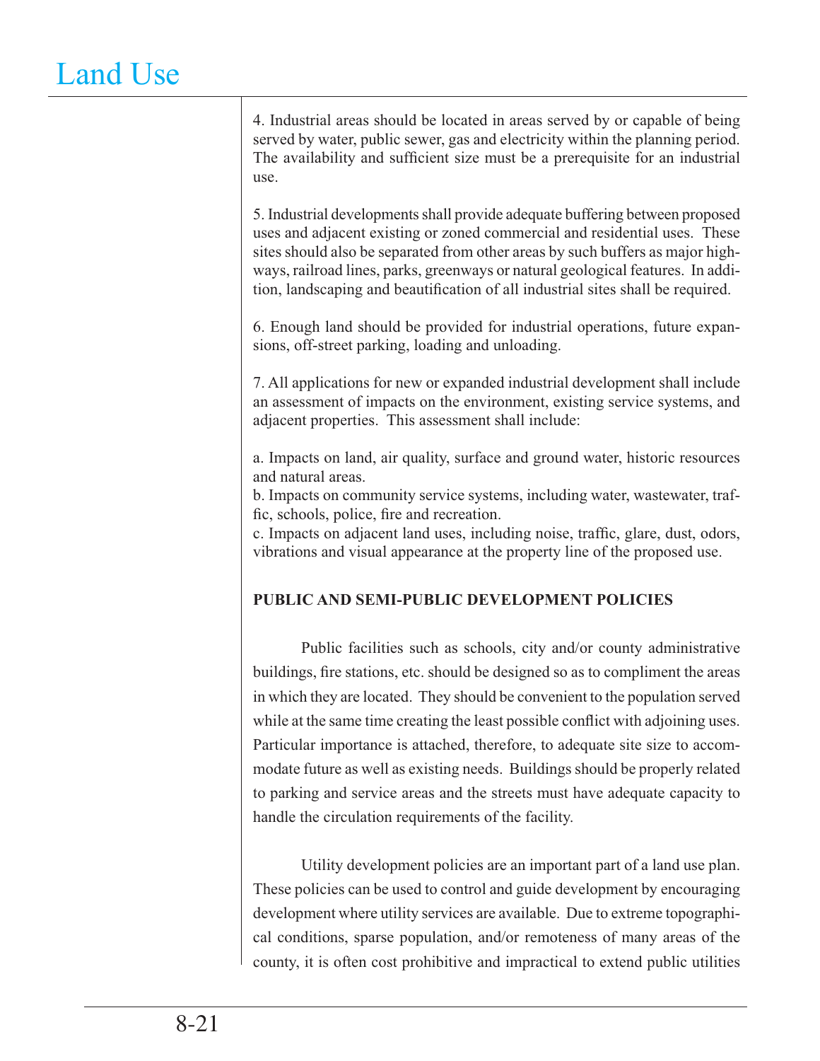4. Industrial areas should be located in areas served by or capable of being served by water, public sewer, gas and electricity within the planning period. The availability and sufficient size must be a prerequisite for an industrial use.

5. Industrial developments shall provide adequate buffering between proposed uses and adjacent existing or zoned commercial and residential uses. These sites should also be separated from other areas by such buffers as major highways, railroad lines, parks, greenways or natural geological features. In addition, landscaping and beautification of all industrial sites shall be required.

6. Enough land should be provided for industrial operations, future expansions, off-street parking, loading and unloading.

7. All applications for new or expanded industrial development shall include an assessment of impacts on the environment, existing service systems, and adjacent properties. This assessment shall include:

a. Impacts on land, air quality, surface and ground water, historic resources and natural areas.
b. Impacts on community service systems, including water, wastewater, traffic, schools, police, fire and recreation.
c. Impacts on adjacent land uses, including noise, traffic, glare, dust, odors, vibrations and visual appearance at the property line of the proposed use.

**PUBLIC AND SEMI-PUBLIC DEVELOPMENT POLICIES**

Public facilities such as schools, city and/or county administrative buildings, fire stations, etc. should be designed so as to compliment the areas in which they are located. They should be convenient to the population served while at the same time creating the least possible conflict with adjoining uses. Particular importance is attached, therefore, to adequate site size to accommodate future as well as existing needs. Buildings should be properly related to parking and service areas and the streets must have adequate capacity to handle the circulation requirements of the facility.

Utility development policies are an important part of a land use plan. These policies can be used to control and guide development by encouraging development where utility services are available. Due to extreme topographical conditions, sparse population, and/or remoteness of many areas of the county, it is often cost prohibitive and impractical to extend public utilities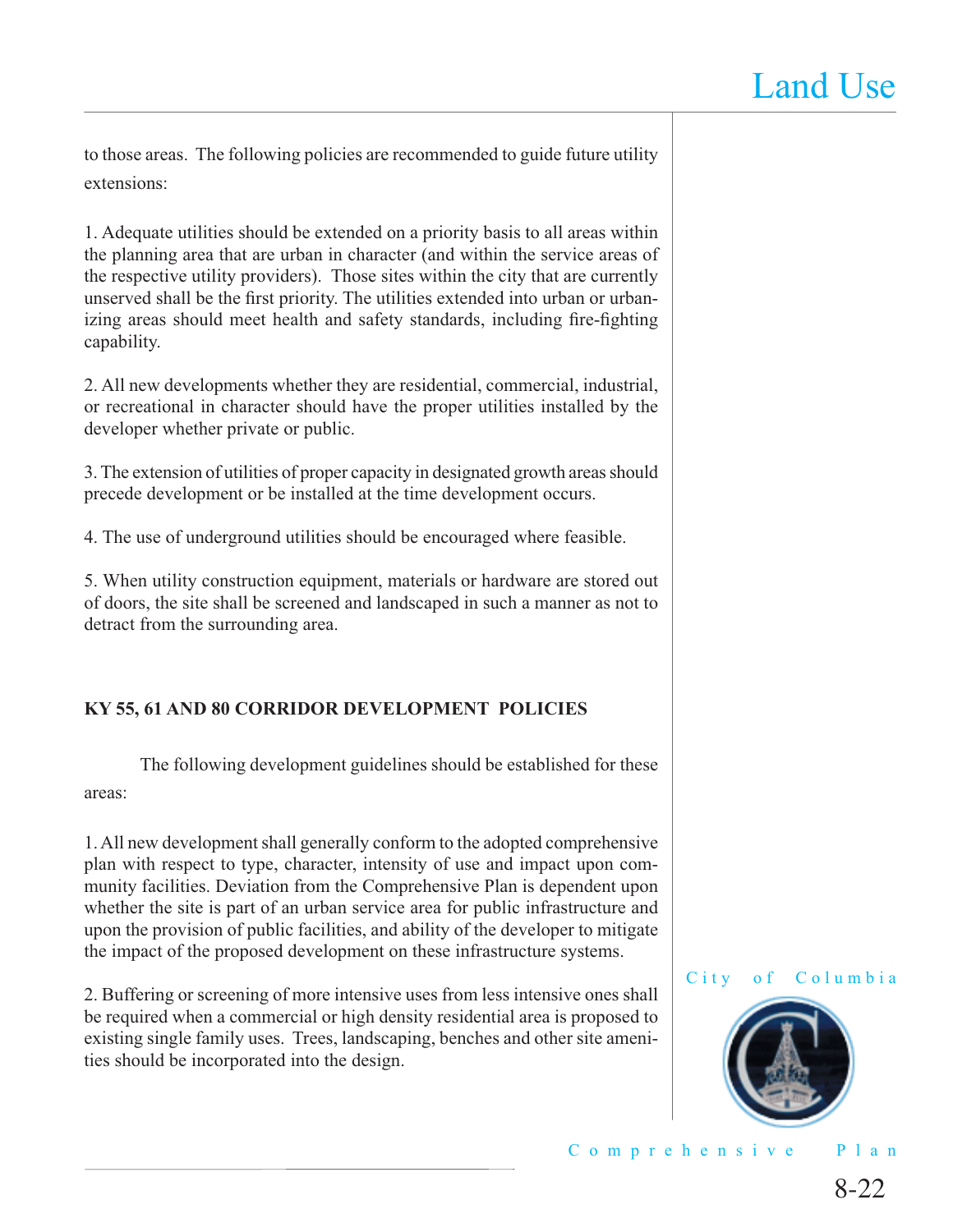to those areas. The following policies are recommended to guide future utility extensions:

1. Adequate utilities should be extended on a priority basis to all areas within the planning area that are urban in character (and within the service areas of the respective utility providers). Those sites within the city that are currently unserved shall be the first priority. The utilities extended into urban or urbanizing areas should meet health and safety standards, including fire-fighting capability.

2. All new developments whether they are residential, commercial, industrial, or recreational in character should have the proper utilities installed by the developer whether private or public.

3. The extension of utilities of proper capacity in designated growth areas should precede development or be installed at the time development occurs.

4. The use of underground utilities should be encouraged where feasible.

5. When utility construction equipment, materials or hardware are stored out of doors, the site shall be screened and landscaped in such a manner as not to detract from the surrounding area.

**KY 55, 61 AND 80 CORRIDOR DEVELOPMENT POLICIES**

The following development guidelines should be established for these areas:

1. All new development shall generally conform to the adopted comprehensive plan with respect to type, character, intensity of use and impact upon community facilities. Deviation from the Comprehensive Plan is dependent upon whether the site is part of an urban service area for public infrastructure and upon the provision of public facilities, and ability of the developer to mitigate the impact of the proposed development on these infrastructure systems.

2. Buffering or screening of more intensive uses from less intensive ones shall be required when a commercial or high density residential area is proposed to existing single family uses. Trees, landscaping, benches and other site amenities should be incorporated into the design.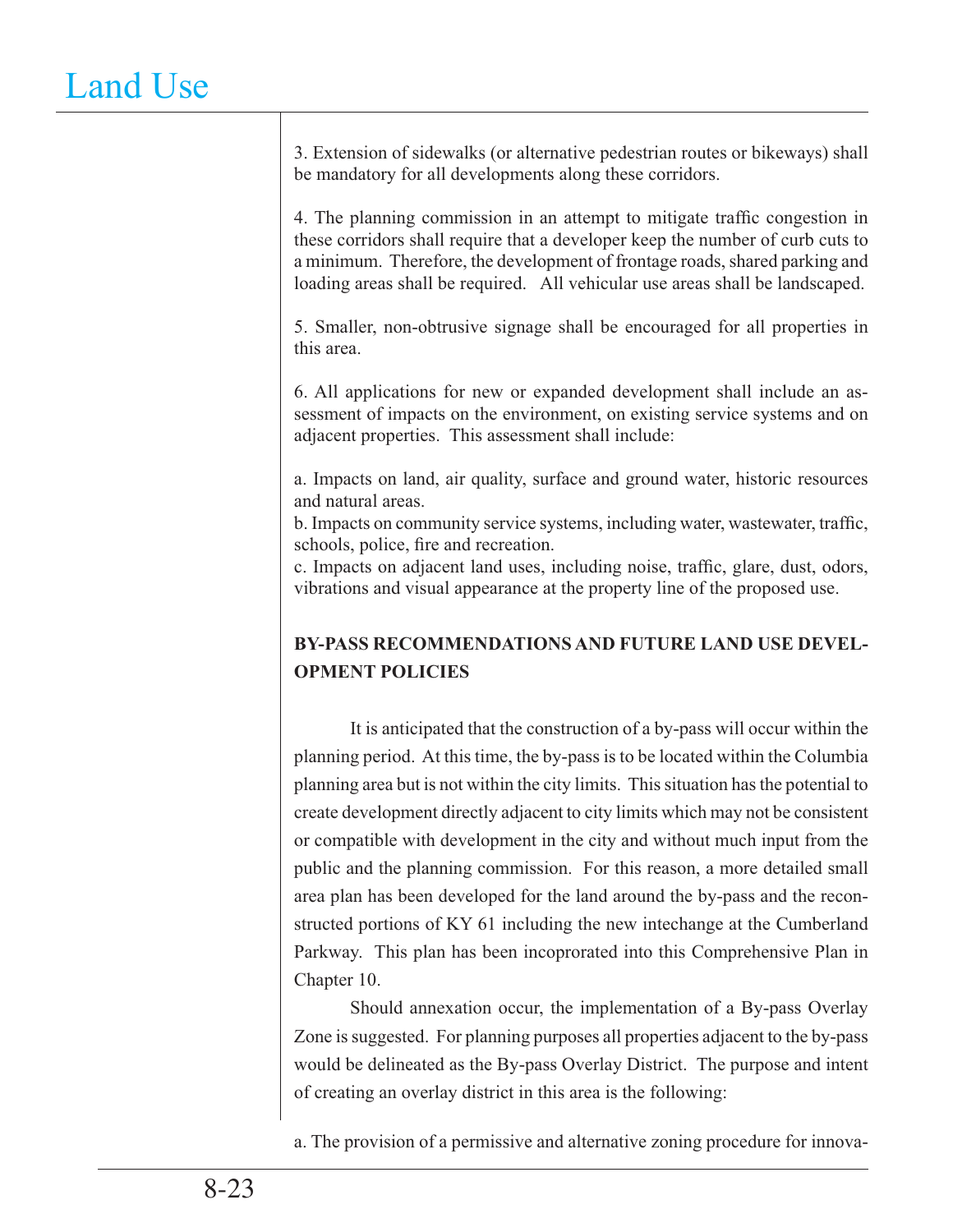3. Extension of sidewalks (or alternative pedestrian routes or bikeways) shall be mandatory for all developments along these corridors.

4. The planning commission in an attempt to mitigate traffic congestion in these corridors shall require that a developer keep the number of curb cuts to a minimum. Therefore, the development of frontage roads, shared parking and loading areas shall be required. All vehicular use areas shall be landscaped.

5. Smaller, non-obtrusive signage shall be encouraged for all properties in this area.

6. All applications for new or expanded development shall include an assessment of impacts on the environment, on existing service systems and on adjacent properties. This assessment shall include:

a. Impacts on land, air quality, surface and ground water, historic resources and natural areas.
b. Impacts on community service systems, including water, wastewater, traffic, schools, police, fire and recreation.
c. Impacts on adjacent land uses, including noise, traffic, glare, dust, odors, vibrations and visual appearance at the property line of the proposed use.

**BY-PASS RECOMMENDATIONS AND FUTURE LAND USE DEVELOPMENT POLICIES**

It is anticipated that the construction of a by-pass will occur within the planning period. At this time, the by-pass is to be located within the Columbia planning area but is not within the city limits. This situation has the potential to create development directly adjacent to city limits which may not be consistent or compatible with development in the city and without much input from the public and the planning commission. For this reason, a more detailed small area plan has been developed for the land around the by-pass and the reconstructed portions of KY 61 including the new intechange at the Cumberland Parkway. This plan has been incoprorated into this Comprehensive Plan in Chapter 10.

Should annexation occur, the implementation of a By-pass Overlay Zone is suggested. For planning purposes all properties adjacent to the by-pass would be delineated as the By-pass Overlay District. The purpose and intent of creating an overlay district in this area is the following:

a. The provision of a permissive and alternative zoning procedure for innova-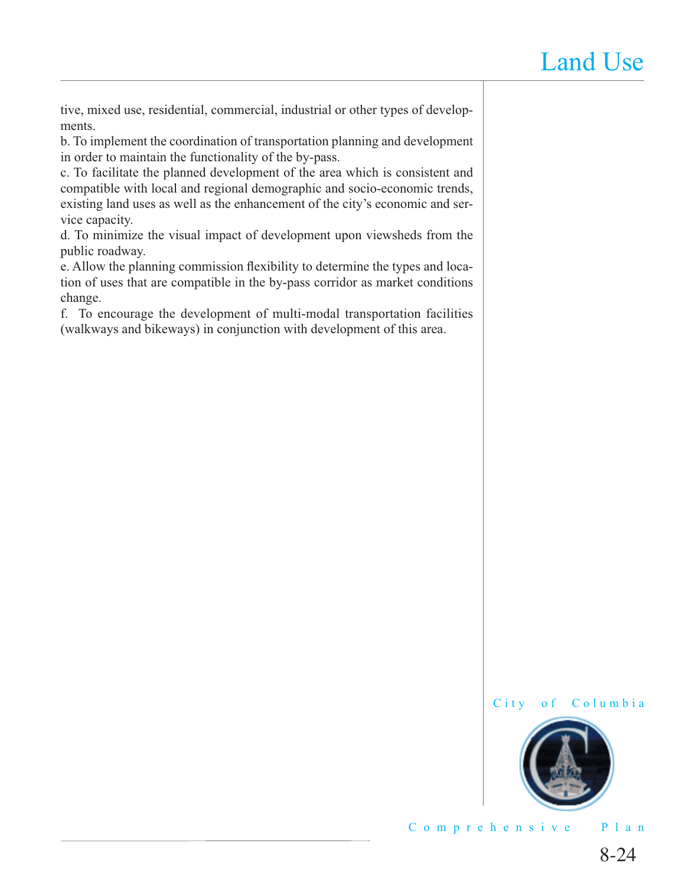tive, mixed use, residential, commercial, industrial or other types of developments.

b. To implement the coordination of transportation planning and development in order to maintain the functionality of the by-pass.

c. To facilitate the planned development of the area which is consistent and compatible with local and regional demographic and socio-economic trends, existing land uses as well as the enhancement of the city's economic and service capacity.

d. To minimize the visual impact of development upon viewsheds from the public roadway.

e. Allow the planning commission flexibility to determine the types and location of uses that are compatible in the by-pass corridor as market conditions change.

f. To encourage the development of multi-modal transportation facilities (walkways and bikeways) in conjunction with development of this area.